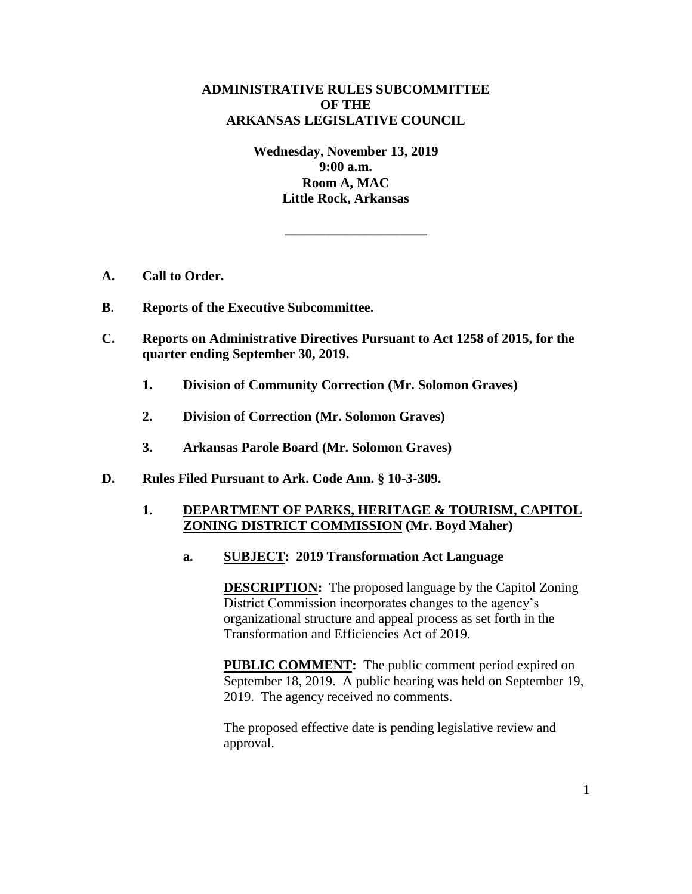**ADMINISTRATIVE RULES SUBCOMMITTEE**
**OF THE**
**ARKANSAS LEGISLATIVE COUNCIL**

**Wednesday, November 13, 2019**
**9:00 a.m.**
**Room A, MAC**
**Little Rock, Arkansas**

---

**A. Call to Order.**

**B. Reports of the Executive Subcommittee.**

**C. Reports on Administrative Directives Pursuant to Act 1258 of 2015, for the quarter ending September 30, 2019.**

**1. Division of Community Correction (Mr. Solomon Graves)**

**2. Division of Correction (Mr. Solomon Graves)**

**3. Arkansas Parole Board (Mr. Solomon Graves)**

**D. Rules Filed Pursuant to Ark. Code Ann. § 10-3-309.**

**1. DEPARTMENT OF PARKS, HERITAGE & TOURISM, CAPITOL ZONING DISTRICT COMMISSION (Mr. Boyd Maher)**

**a. SUBJECT: 2019 Transformation Act Language**

**DESCRIPTION:** The proposed language by the Capitol Zoning District Commission incorporates changes to the agency's organizational structure and appeal process as set forth in the Transformation and Efficiencies Act of 2019.

**PUBLIC COMMENT:** The public comment period expired on September 18, 2019. A public hearing was held on September 19, 2019. The agency received no comments.

The proposed effective date is pending legislative review and approval.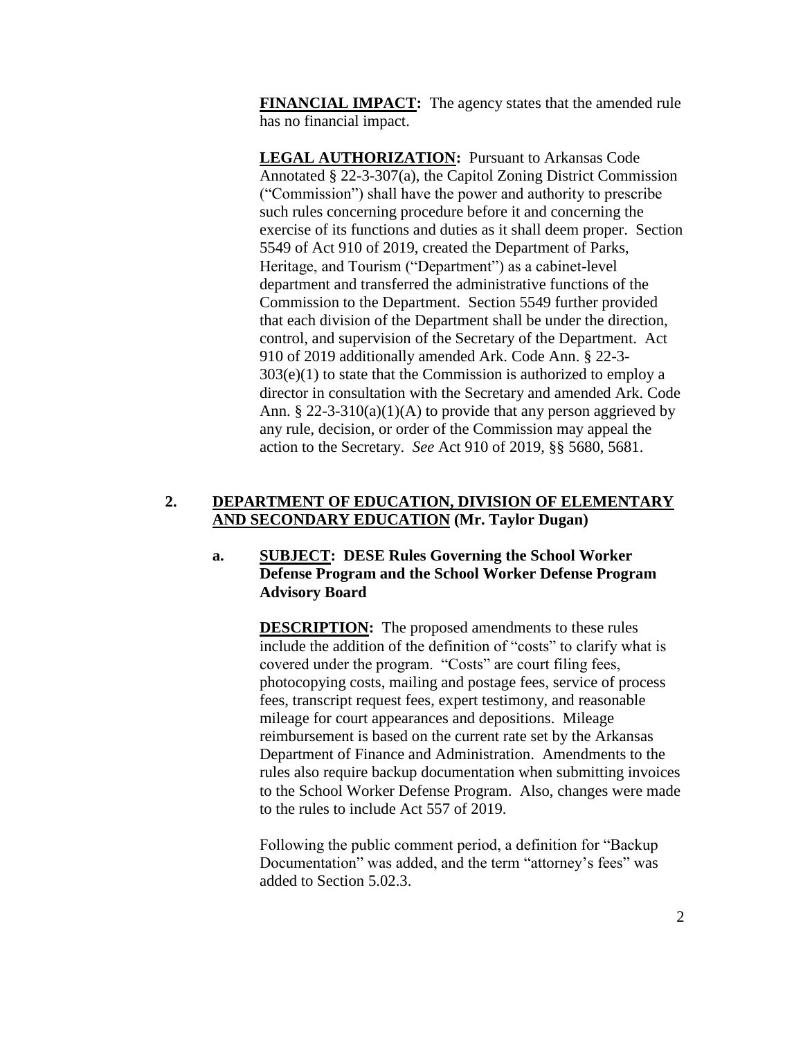**FINANCIAL IMPACT:** The agency states that the amended rule has no financial impact.

**LEGAL AUTHORIZATION:** Pursuant to Arkansas Code Annotated § 22-3-307(a), the Capitol Zoning District Commission ("Commission") shall have the power and authority to prescribe such rules concerning procedure before it and concerning the exercise of its functions and duties as it shall deem proper. Section 5549 of Act 910 of 2019, created the Department of Parks, Heritage, and Tourism ("Department") as a cabinet-level department and transferred the administrative functions of the Commission to the Department. Section 5549 further provided that each division of the Department shall be under the direction, control, and supervision of the Secretary of the Department. Act 910 of 2019 additionally amended Ark. Code Ann. § 22-3-303(e)(1) to state that the Commission is authorized to employ a director in consultation with the Secretary and amended Ark. Code Ann. § 22-3-310(a)(1)(A) to provide that any person aggrieved by any rule, decision, or order of the Commission may appeal the action to the Secretary. *See* Act 910 of 2019, §§ 5680, 5681.

## 2. DEPARTMENT OF EDUCATION, DIVISION OF ELEMENTARY AND SECONDARY EDUCATION (Mr. Taylor Dugan)

### a. SUBJECT: DESE Rules Governing the School Worker Defense Program and the School Worker Defense Program Advisory Board

**DESCRIPTION:** The proposed amendments to these rules include the addition of the definition of "costs" to clarify what is covered under the program. "Costs" are court filing fees, photocopying costs, mailing and postage fees, service of process fees, transcript request fees, expert testimony, and reasonable mileage for court appearances and depositions. Mileage reimbursement is based on the current rate set by the Arkansas Department of Finance and Administration. Amendments to the rules also require backup documentation when submitting invoices to the School Worker Defense Program. Also, changes were made to the rules to include Act 557 of 2019.

Following the public comment period, a definition for "Backup Documentation" was added, and the term "attorney's fees" was added to Section 5.02.3.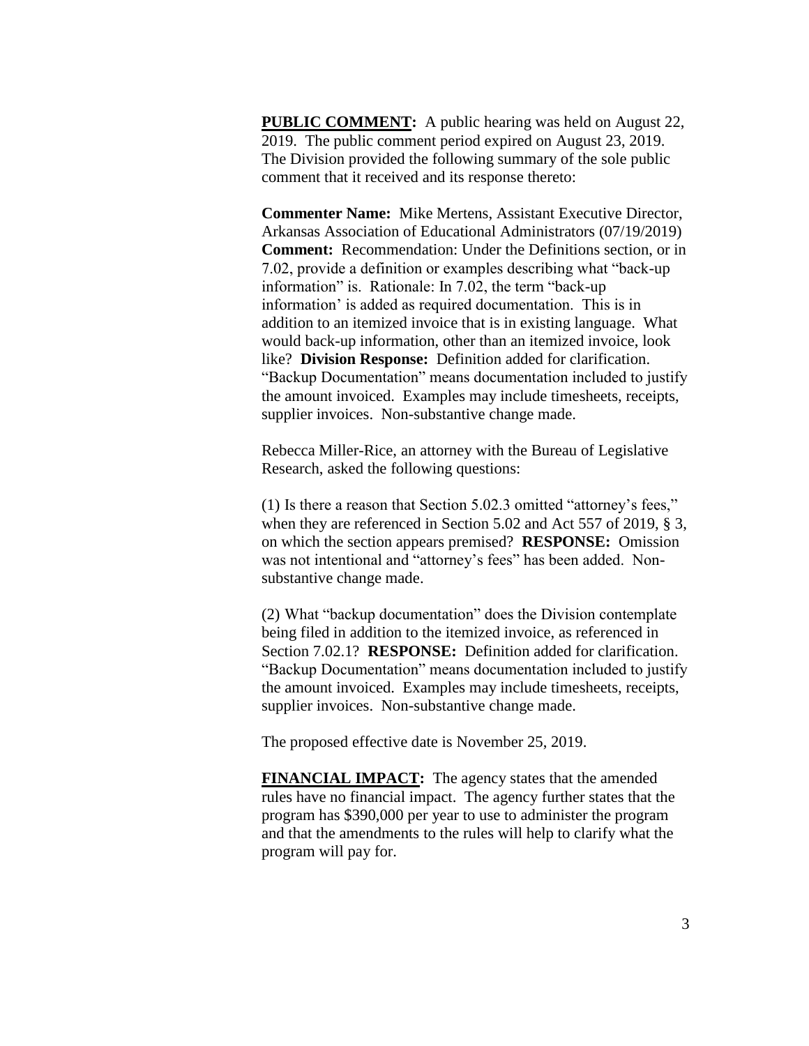**PUBLIC COMMENT:** A public hearing was held on August 22, 2019. The public comment period expired on August 23, 2019. The Division provided the following summary of the sole public comment that it received and its response thereto:

**Commenter Name:** Mike Mertens, Assistant Executive Director, Arkansas Association of Educational Administrators (07/19/2019) **Comment:** Recommendation: Under the Definitions section, or in 7.02, provide a definition or examples describing what "back-up information" is. Rationale: In 7.02, the term "back-up information' is added as required documentation. This is in addition to an itemized invoice that is in existing language. What would back-up information, other than an itemized invoice, look like? **Division Response:** Definition added for clarification. "Backup Documentation" means documentation included to justify the amount invoiced. Examples may include timesheets, receipts, supplier invoices. Non-substantive change made.

Rebecca Miller-Rice, an attorney with the Bureau of Legislative Research, asked the following questions:

(1) Is there a reason that Section 5.02.3 omitted "attorney's fees," when they are referenced in Section 5.02 and Act 557 of 2019, § 3, on which the section appears premised? **RESPONSE:** Omission was not intentional and "attorney's fees" has been added. Non-substantive change made.

(2) What "backup documentation" does the Division contemplate being filed in addition to the itemized invoice, as referenced in Section 7.02.1? **RESPONSE:** Definition added for clarification. "Backup Documentation" means documentation included to justify the amount invoiced. Examples may include timesheets, receipts, supplier invoices. Non-substantive change made.

The proposed effective date is November 25, 2019.

**FINANCIAL IMPACT:** The agency states that the amended rules have no financial impact. The agency further states that the program has $390,000 per year to use to administer the program and that the amendments to the rules will help to clarify what the program will pay for.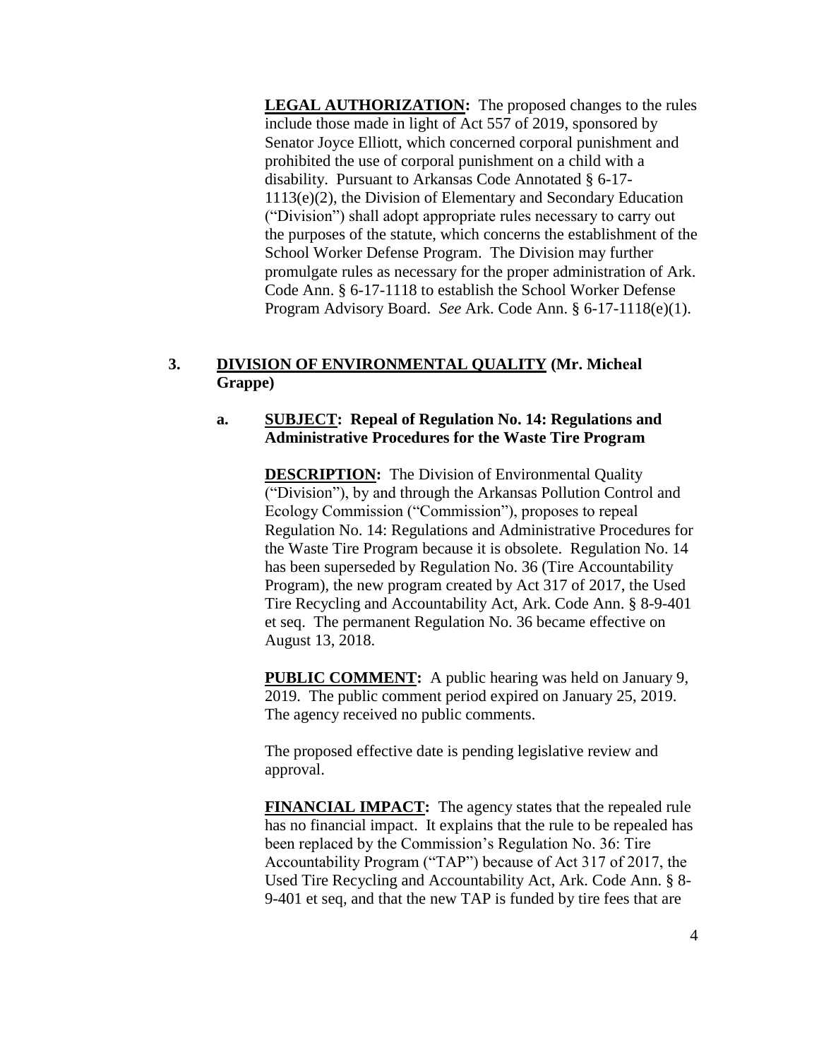**LEGAL AUTHORIZATION:** The proposed changes to the rules include those made in light of Act 557 of 2019, sponsored by Senator Joyce Elliott, which concerned corporal punishment and prohibited the use of corporal punishment on a child with a disability. Pursuant to Arkansas Code Annotated § 6-17-1113(e)(2), the Division of Elementary and Secondary Education ("Division") shall adopt appropriate rules necessary to carry out the purposes of the statute, which concerns the establishment of the School Worker Defense Program. The Division may further promulgate rules as necessary for the proper administration of Ark. Code Ann. § 6-17-1118 to establish the School Worker Defense Program Advisory Board. *See* Ark. Code Ann. § 6-17-1118(e)(1).

**3. DIVISION OF ENVIRONMENTAL QUALITY (Mr. Micheal Grappe)**

**a. SUBJECT: Repeal of Regulation No. 14: Regulations and Administrative Procedures for the Waste Tire Program**

**DESCRIPTION:** The Division of Environmental Quality ("Division"), by and through the Arkansas Pollution Control and Ecology Commission ("Commission"), proposes to repeal Regulation No. 14: Regulations and Administrative Procedures for the Waste Tire Program because it is obsolete. Regulation No. 14 has been superseded by Regulation No. 36 (Tire Accountability Program), the new program created by Act 317 of 2017, the Used Tire Recycling and Accountability Act, Ark. Code Ann. § 8-9-401 et seq. The permanent Regulation No. 36 became effective on August 13, 2018.

**PUBLIC COMMENT:** A public hearing was held on January 9, 2019. The public comment period expired on January 25, 2019. The agency received no public comments.

The proposed effective date is pending legislative review and approval.

**FINANCIAL IMPACT:** The agency states that the repealed rule has no financial impact. It explains that the rule to be repealed has been replaced by the Commission's Regulation No. 36: Tire Accountability Program ("TAP") because of Act 317 of 2017, the Used Tire Recycling and Accountability Act, Ark. Code Ann. § 8-9-401 et seq, and that the new TAP is funded by tire fees that are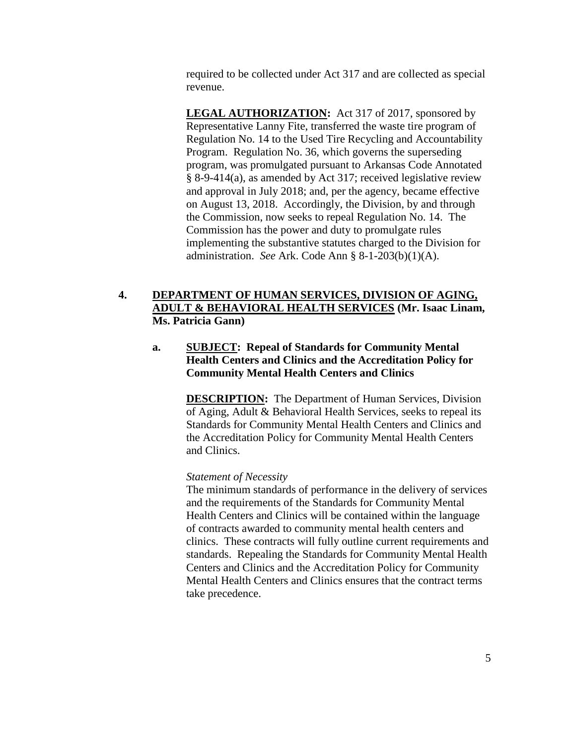required to be collected under Act 317 and are collected as special revenue.

**LEGAL AUTHORIZATION:** Act 317 of 2017, sponsored by Representative Lanny Fite, transferred the waste tire program of Regulation No. 14 to the Used Tire Recycling and Accountability Program. Regulation No. 36, which governs the superseding program, was promulgated pursuant to Arkansas Code Annotated § 8-9-414(a), as amended by Act 317; received legislative review and approval in July 2018; and, per the agency, became effective on August 13, 2018. Accordingly, the Division, by and through the Commission, now seeks to repeal Regulation No. 14. The Commission has the power and duty to promulgate rules implementing the substantive statutes charged to the Division for administration. *See* Ark. Code Ann § 8-1-203(b)(1)(A).

**4. DEPARTMENT OF HUMAN SERVICES, DIVISION OF AGING, ADULT & BEHAVIORAL HEALTH SERVICES (Mr. Isaac Linam, Ms. Patricia Gann)**

**a. SUBJECT: Repeal of Standards for Community Mental Health Centers and Clinics and the Accreditation Policy for Community Mental Health Centers and Clinics**

**DESCRIPTION:** The Department of Human Services, Division of Aging, Adult & Behavioral Health Services, seeks to repeal its Standards for Community Mental Health Centers and Clinics and the Accreditation Policy for Community Mental Health Centers and Clinics.

*Statement of Necessity*

The minimum standards of performance in the delivery of services and the requirements of the Standards for Community Mental Health Centers and Clinics will be contained within the language of contracts awarded to community mental health centers and clinics. These contracts will fully outline current requirements and standards. Repealing the Standards for Community Mental Health Centers and Clinics and the Accreditation Policy for Community Mental Health Centers and Clinics ensures that the contract terms take precedence.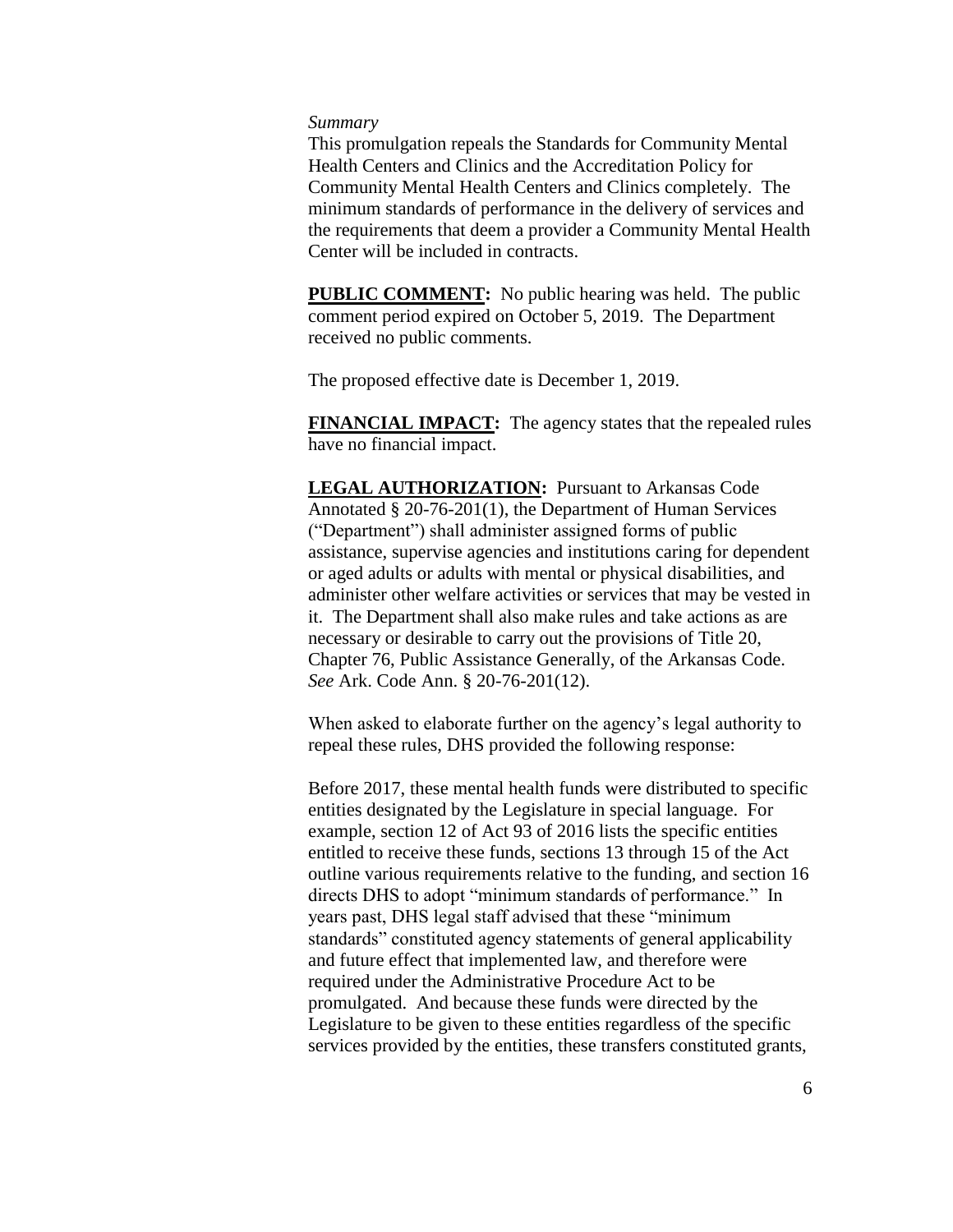*Summary*

This promulgation repeals the Standards for Community Mental Health Centers and Clinics and the Accreditation Policy for Community Mental Health Centers and Clinics completely. The minimum standards of performance in the delivery of services and the requirements that deem a provider a Community Mental Health Center will be included in contracts.

**PUBLIC COMMENT:** No public hearing was held. The public comment period expired on October 5, 2019. The Department received no public comments.

The proposed effective date is December 1, 2019.

**FINANCIAL IMPACT:** The agency states that the repealed rules have no financial impact.

**LEGAL AUTHORIZATION:** Pursuant to Arkansas Code Annotated § 20-76-201(1), the Department of Human Services ("Department") shall administer assigned forms of public assistance, supervise agencies and institutions caring for dependent or aged adults or adults with mental or physical disabilities, and administer other welfare activities or services that may be vested in it. The Department shall also make rules and take actions as are necessary or desirable to carry out the provisions of Title 20, Chapter 76, Public Assistance Generally, of the Arkansas Code. *See* Ark. Code Ann. § 20-76-201(12).

When asked to elaborate further on the agency's legal authority to repeal these rules, DHS provided the following response:

Before 2017, these mental health funds were distributed to specific entities designated by the Legislature in special language. For example, section 12 of Act 93 of 2016 lists the specific entities entitled to receive these funds, sections 13 through 15 of the Act outline various requirements relative to the funding, and section 16 directs DHS to adopt "minimum standards of performance." In years past, DHS legal staff advised that these "minimum standards" constituted agency statements of general applicability and future effect that implemented law, and therefore were required under the Administrative Procedure Act to be promulgated. And because these funds were directed by the Legislature to be given to these entities regardless of the specific services provided by the entities, these transfers constituted grants,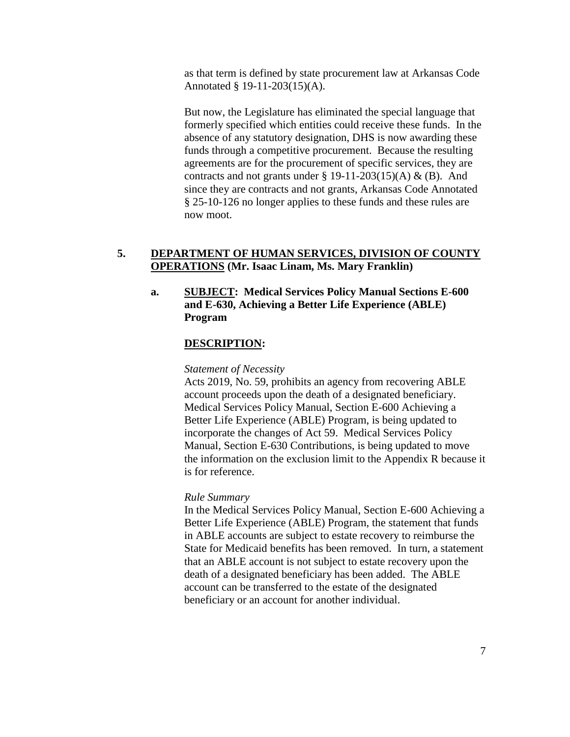as that term is defined by state procurement law at Arkansas Code Annotated § 19-11-203(15)(A).

But now, the Legislature has eliminated the special language that formerly specified which entities could receive these funds. In the absence of any statutory designation, DHS is now awarding these funds through a competitive procurement. Because the resulting agreements are for the procurement of specific services, they are contracts and not grants under § 19-11-203(15)(A) & (B). And since they are contracts and not grants, Arkansas Code Annotated § 25-10-126 no longer applies to these funds and these rules are now moot.

**5. DEPARTMENT OF HUMAN SERVICES, DIVISION OF COUNTY OPERATIONS (Mr. Isaac Linam, Ms. Mary Franklin)**

**a. SUBJECT: Medical Services Policy Manual Sections E-600 and E-630, Achieving a Better Life Experience (ABLE) Program**

**DESCRIPTION:**

*Statement of Necessity*

Acts 2019, No. 59, prohibits an agency from recovering ABLE account proceeds upon the death of a designated beneficiary. Medical Services Policy Manual, Section E-600 Achieving a Better Life Experience (ABLE) Program, is being updated to incorporate the changes of Act 59. Medical Services Policy Manual, Section E-630 Contributions, is being updated to move the information on the exclusion limit to the Appendix R because it is for reference.

*Rule Summary*

In the Medical Services Policy Manual, Section E-600 Achieving a Better Life Experience (ABLE) Program, the statement that funds in ABLE accounts are subject to estate recovery to reimburse the State for Medicaid benefits has been removed. In turn, a statement that an ABLE account is not subject to estate recovery upon the death of a designated beneficiary has been added. The ABLE account can be transferred to the estate of the designated beneficiary or an account for another individual.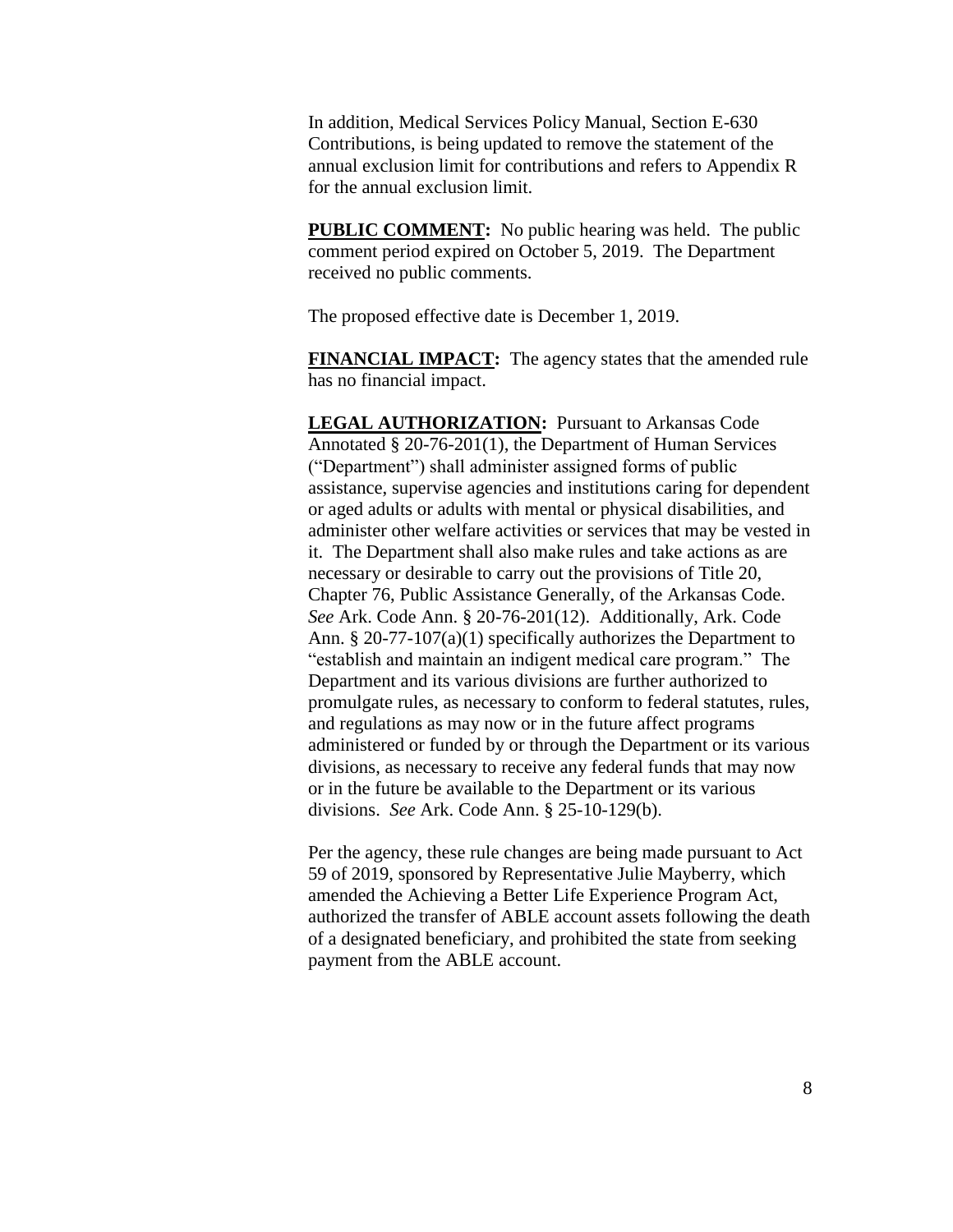In addition, Medical Services Policy Manual, Section E-630 Contributions, is being updated to remove the statement of the annual exclusion limit for contributions and refers to Appendix R for the annual exclusion limit.

**PUBLIC COMMENT:** No public hearing was held. The public comment period expired on October 5, 2019. The Department received no public comments.

The proposed effective date is December 1, 2019.

**FINANCIAL IMPACT:** The agency states that the amended rule has no financial impact.

**LEGAL AUTHORIZATION:** Pursuant to Arkansas Code Annotated § 20-76-201(1), the Department of Human Services ("Department") shall administer assigned forms of public assistance, supervise agencies and institutions caring for dependent or aged adults or adults with mental or physical disabilities, and administer other welfare activities or services that may be vested in it. The Department shall also make rules and take actions as are necessary or desirable to carry out the provisions of Title 20, Chapter 76, Public Assistance Generally, of the Arkansas Code. *See* Ark. Code Ann. § 20-76-201(12). Additionally, Ark. Code Ann. § 20-77-107(a)(1) specifically authorizes the Department to "establish and maintain an indigent medical care program." The Department and its various divisions are further authorized to promulgate rules, as necessary to conform to federal statutes, rules, and regulations as may now or in the future affect programs administered or funded by or through the Department or its various divisions, as necessary to receive any federal funds that may now or in the future be available to the Department or its various divisions. *See* Ark. Code Ann. § 25-10-129(b).

Per the agency, these rule changes are being made pursuant to Act 59 of 2019, sponsored by Representative Julie Mayberry, which amended the Achieving a Better Life Experience Program Act, authorized the transfer of ABLE account assets following the death of a designated beneficiary, and prohibited the state from seeking payment from the ABLE account.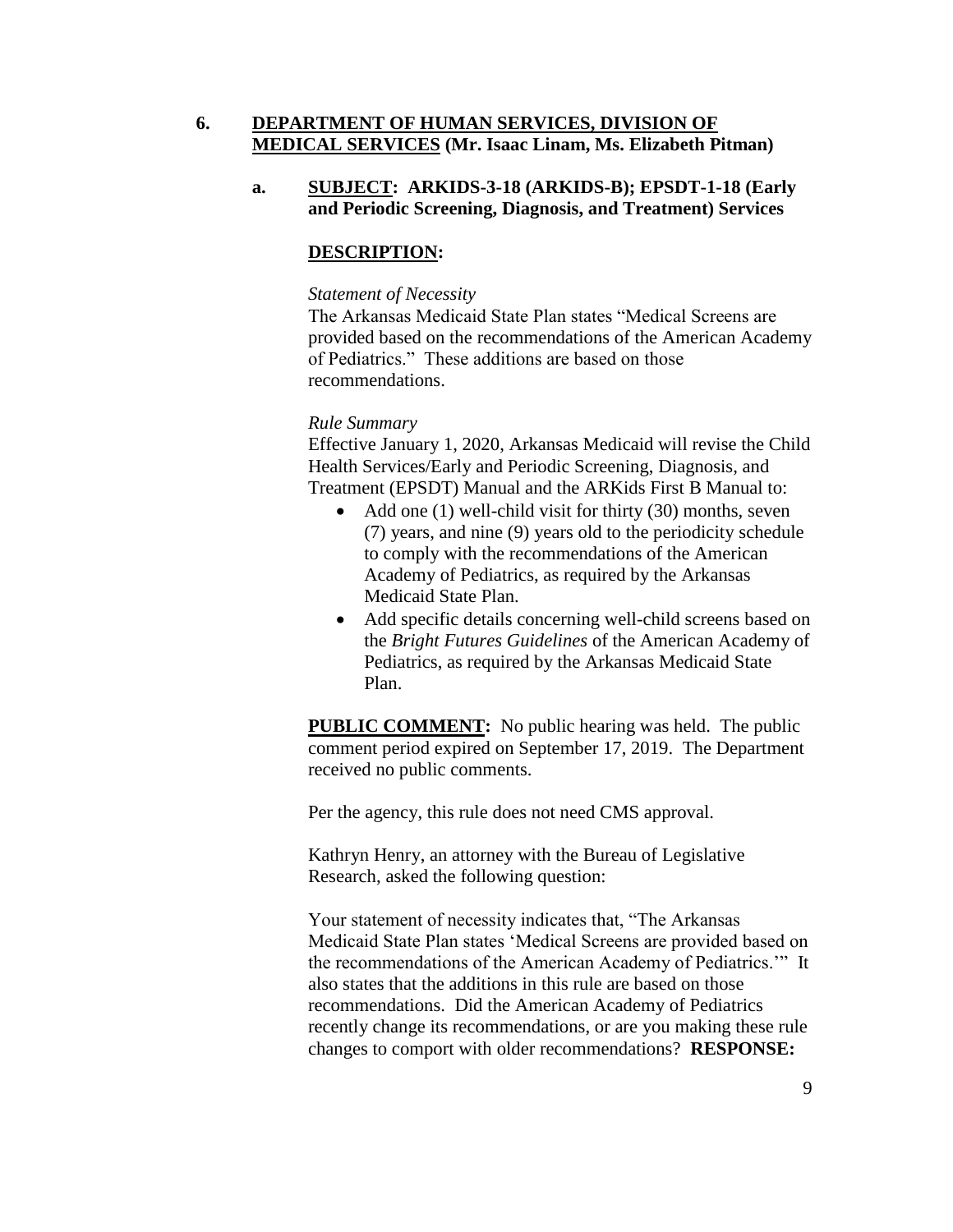**6. DEPARTMENT OF HUMAN SERVICES, DIVISION OF MEDICAL SERVICES (Mr. Isaac Linam, Ms. Elizabeth Pitman)**

**a. SUBJECT: ARKIDS-3-18 (ARKIDS-B); EPSDT-1-18 (Early and Periodic Screening, Diagnosis, and Treatment) Services**

**DESCRIPTION:**

*Statement of Necessity*

The Arkansas Medicaid State Plan states "Medical Screens are provided based on the recommendations of the American Academy of Pediatrics." These additions are based on those recommendations.

*Rule Summary*

Effective January 1, 2020, Arkansas Medicaid will revise the Child Health Services/Early and Periodic Screening, Diagnosis, and Treatment (EPSDT) Manual and the ARKids First B Manual to:

- Add one (1) well-child visit for thirty (30) months, seven (7) years, and nine (9) years old to the periodicity schedule to comply with the recommendations of the American Academy of Pediatrics, as required by the Arkansas Medicaid State Plan.
- Add specific details concerning well-child screens based on the *Bright Futures Guidelines* of the American Academy of Pediatrics, as required by the Arkansas Medicaid State Plan.

**PUBLIC COMMENT:** No public hearing was held. The public comment period expired on September 17, 2019. The Department received no public comments.

Per the agency, this rule does not need CMS approval.

Kathryn Henry, an attorney with the Bureau of Legislative Research, asked the following question:

Your statement of necessity indicates that, "The Arkansas Medicaid State Plan states 'Medical Screens are provided based on the recommendations of the American Academy of Pediatrics.'" It also states that the additions in this rule are based on those recommendations. Did the American Academy of Pediatrics recently change its recommendations, or are you making these rule changes to comport with older recommendations? **RESPONSE:**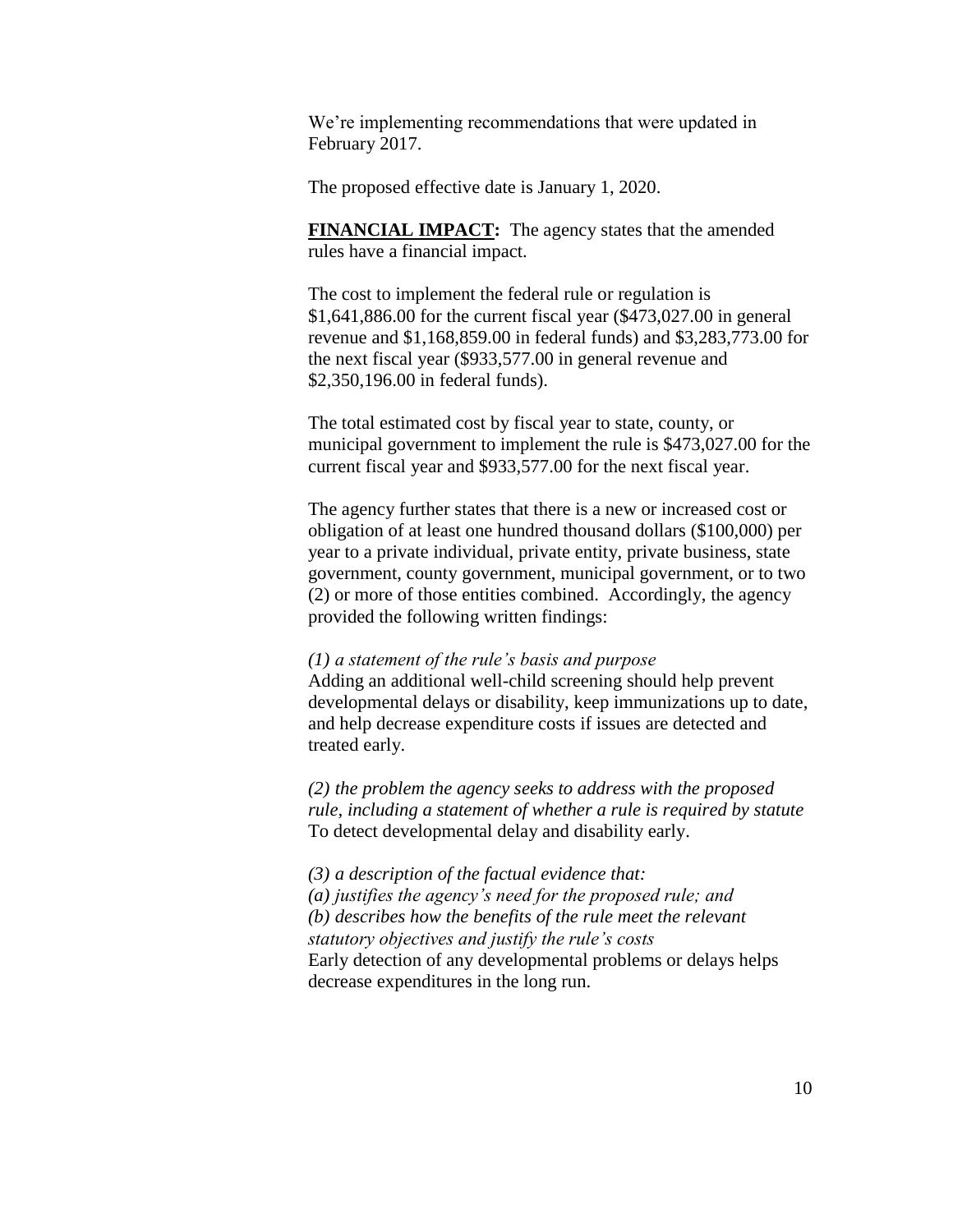We're implementing recommendations that were updated in February 2017.

The proposed effective date is January 1, 2020.

**FINANCIAL IMPACT:** The agency states that the amended rules have a financial impact.

The cost to implement the federal rule or regulation is $1,641,886.00 for the current fiscal year ($473,027.00 in general revenue and $1,168,859.00 in federal funds) and $3,283,773.00 for the next fiscal year ($933,577.00 in general revenue and $2,350,196.00 in federal funds).

The total estimated cost by fiscal year to state, county, or municipal government to implement the rule is $473,027.00 for the current fiscal year and $933,577.00 for the next fiscal year.

The agency further states that there is a new or increased cost or obligation of at least one hundred thousand dollars ($100,000) per year to a private individual, private entity, private business, state government, county government, municipal government, or to two (2) or more of those entities combined. Accordingly, the agency provided the following written findings:

*(1) a statement of the rule's basis and purpose*
Adding an additional well-child screening should help prevent developmental delays or disability, keep immunizations up to date, and help decrease expenditure costs if issues are detected and treated early.

*(2) the problem the agency seeks to address with the proposed rule, including a statement of whether a rule is required by statute*
To detect developmental delay and disability early.

*(3) a description of the factual evidence that:*
*(a) justifies the agency's need for the proposed rule; and*
*(b) describes how the benefits of the rule meet the relevant statutory objectives and justify the rule's costs*
Early detection of any developmental problems or delays helps decrease expenditures in the long run.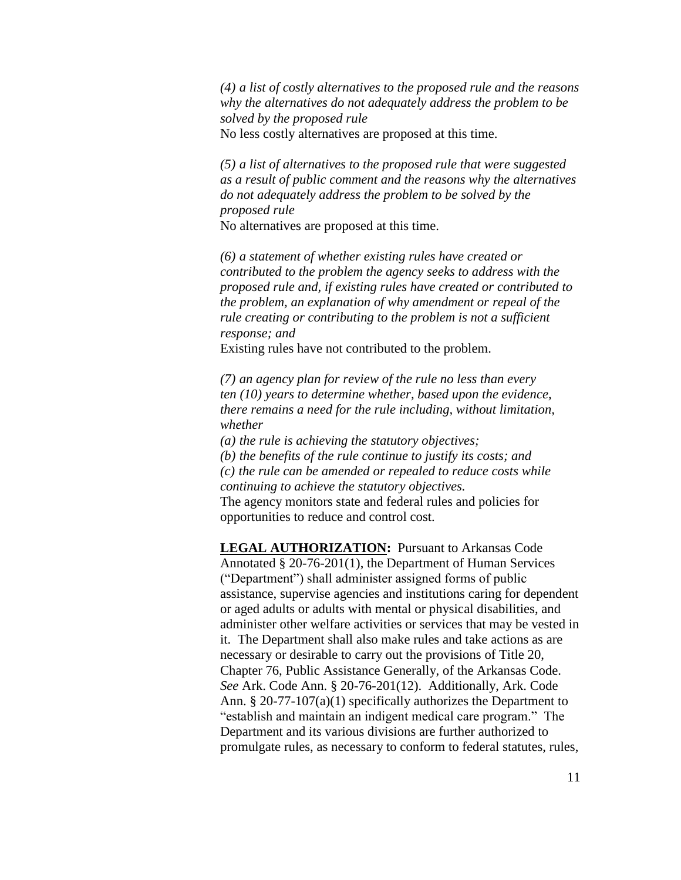*(4) a list of costly alternatives to the proposed rule and the reasons why the alternatives do not adequately address the problem to be solved by the proposed rule*
No less costly alternatives are proposed at this time.

*(5) a list of alternatives to the proposed rule that were suggested as a result of public comment and the reasons why the alternatives do not adequately address the problem to be solved by the proposed rule*
No alternatives are proposed at this time.

*(6) a statement of whether existing rules have created or contributed to the problem the agency seeks to address with the proposed rule and, if existing rules have created or contributed to the problem, an explanation of why amendment or repeal of the rule creating or contributing to the problem is not a sufficient response; and*
Existing rules have not contributed to the problem.

*(7) an agency plan for review of the rule no less than every ten (10) years to determine whether, based upon the evidence, there remains a need for the rule including, without limitation, whether*
*(a) the rule is achieving the statutory objectives;*
*(b) the benefits of the rule continue to justify its costs; and*
*(c) the rule can be amended or repealed to reduce costs while continuing to achieve the statutory objectives.*
The agency monitors state and federal rules and policies for opportunities to reduce and control cost.

**<u>LEGAL AUTHORIZATION</u>:** Pursuant to Arkansas Code Annotated § 20-76-201(1), the Department of Human Services ("Department") shall administer assigned forms of public assistance, supervise agencies and institutions caring for dependent or aged adults or adults with mental or physical disabilities, and administer other welfare activities or services that may be vested in it. The Department shall also make rules and take actions as are necessary or desirable to carry out the provisions of Title 20, Chapter 76, Public Assistance Generally, of the Arkansas Code. *See* Ark. Code Ann. § 20-76-201(12). Additionally, Ark. Code Ann. § 20-77-107(a)(1) specifically authorizes the Department to "establish and maintain an indigent medical care program." The Department and its various divisions are further authorized to promulgate rules, as necessary to conform to federal statutes, rules,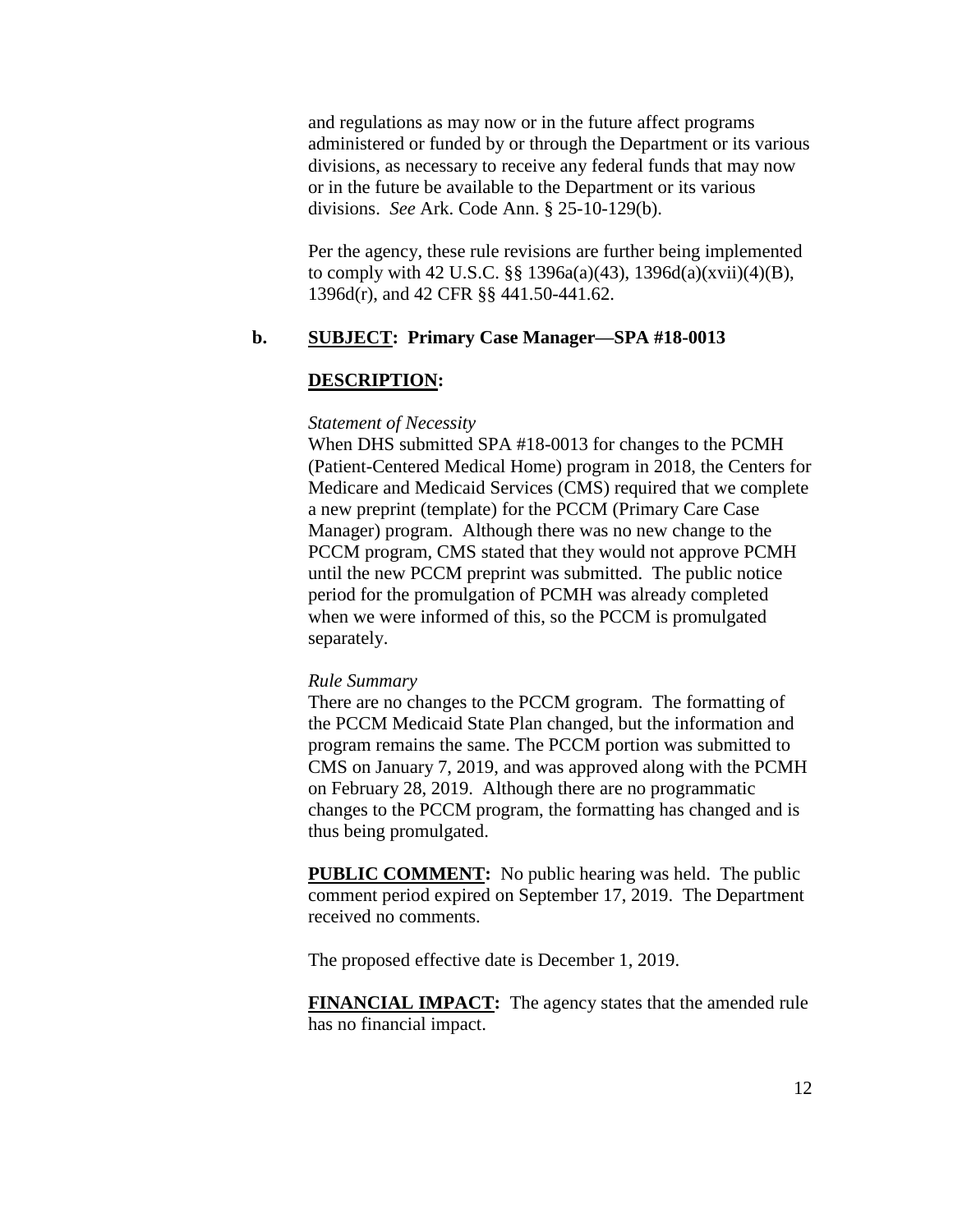and regulations as may now or in the future affect programs administered or funded by or through the Department or its various divisions, as necessary to receive any federal funds that may now or in the future be available to the Department or its various divisions. *See* Ark. Code Ann. § 25-10-129(b).

Per the agency, these rule revisions are further being implemented to comply with 42 U.S.C. §§ 1396a(a)(43), 1396d(a)(xvii)(4)(B), 1396d(r), and 42 CFR §§ 441.50-441.62.

**b. <u>SUBJECT</u>: Primary Case Manager—SPA #18-0013**

**<u>DESCRIPTION</u>:**

*Statement of Necessity*

When DHS submitted SPA #18-0013 for changes to the PCMH (Patient-Centered Medical Home) program in 2018, the Centers for Medicare and Medicaid Services (CMS) required that we complete a new preprint (template) for the PCCM (Primary Care Case Manager) program. Although there was no new change to the PCCM program, CMS stated that they would not approve PCMH until the new PCCM preprint was submitted. The public notice period for the promulgation of PCMH was already completed when we were informed of this, so the PCCM is promulgated separately.

*Rule Summary*

There are no changes to the PCCM grogram. The formatting of the PCCM Medicaid State Plan changed, but the information and program remains the same. The PCCM portion was submitted to CMS on January 7, 2019, and was approved along with the PCMH on February 28, 2019. Although there are no programmatic changes to the PCCM program, the formatting has changed and is thus being promulgated.

**<u>PUBLIC COMMENT</u>:** No public hearing was held. The public comment period expired on September 17, 2019. The Department received no comments.

The proposed effective date is December 1, 2019.

**<u>FINANCIAL IMPACT</u>:** The agency states that the amended rule has no financial impact.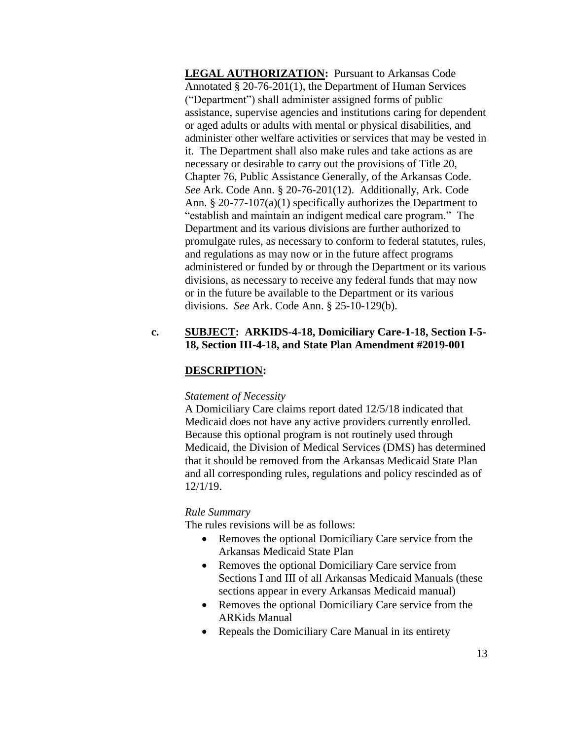**LEGAL AUTHORIZATION:** Pursuant to Arkansas Code Annotated § 20-76-201(1), the Department of Human Services ("Department") shall administer assigned forms of public assistance, supervise agencies and institutions caring for dependent or aged adults or adults with mental or physical disabilities, and administer other welfare activities or services that may be vested in it. The Department shall also make rules and take actions as are necessary or desirable to carry out the provisions of Title 20, Chapter 76, Public Assistance Generally, of the Arkansas Code. *See* Ark. Code Ann. § 20-76-201(12). Additionally, Ark. Code Ann. § 20-77-107(a)(1) specifically authorizes the Department to "establish and maintain an indigent medical care program." The Department and its various divisions are further authorized to promulgate rules, as necessary to conform to federal statutes, rules, and regulations as may now or in the future affect programs administered or funded by or through the Department or its various divisions, as necessary to receive any federal funds that may now or in the future be available to the Department or its various divisions. *See* Ark. Code Ann. § 25-10-129(b).

**c. SUBJECT: ARKIDS-4-18, Domiciliary Care-1-18, Section I-5-18, Section III-4-18, and State Plan Amendment #2019-001**

**DESCRIPTION:**

*Statement of Necessity*

A Domiciliary Care claims report dated 12/5/18 indicated that Medicaid does not have any active providers currently enrolled. Because this optional program is not routinely used through Medicaid, the Division of Medical Services (DMS) has determined that it should be removed from the Arkansas Medicaid State Plan and all corresponding rules, regulations and policy rescinded as of 12/1/19.

*Rule Summary*

The rules revisions will be as follows:

- Removes the optional Domiciliary Care service from the Arkansas Medicaid State Plan
- Removes the optional Domiciliary Care service from Sections I and III of all Arkansas Medicaid Manuals (these sections appear in every Arkansas Medicaid manual)
- Removes the optional Domiciliary Care service from the ARKids Manual
- Repeals the Domiciliary Care Manual in its entirety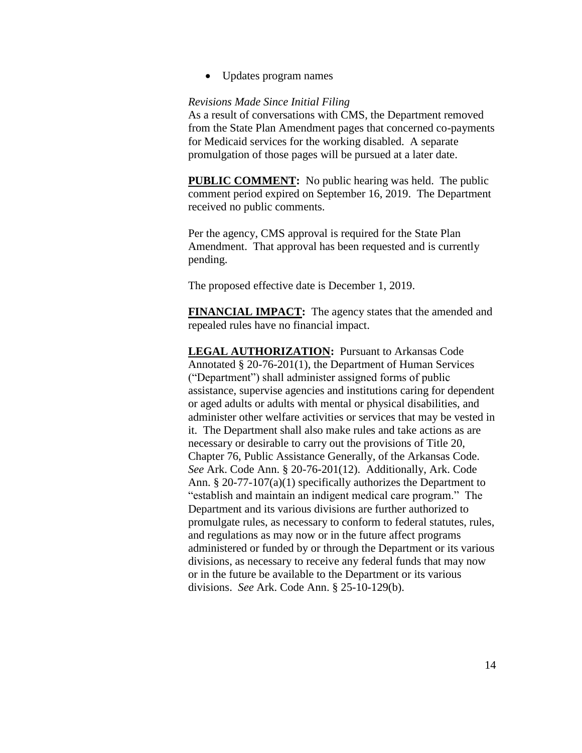- Updates program names

*Revisions Made Since Initial Filing*
As a result of conversations with CMS, the Department removed from the State Plan Amendment pages that concerned co-payments for Medicaid services for the working disabled. A separate promulgation of those pages will be pursued at a later date.

**PUBLIC COMMENT:** No public hearing was held. The public comment period expired on September 16, 2019. The Department received no public comments.

Per the agency, CMS approval is required for the State Plan Amendment. That approval has been requested and is currently pending.

The proposed effective date is December 1, 2019.

**FINANCIAL IMPACT:** The agency states that the amended and repealed rules have no financial impact.

**LEGAL AUTHORIZATION:** Pursuant to Arkansas Code Annotated § 20-76-201(1), the Department of Human Services ("Department") shall administer assigned forms of public assistance, supervise agencies and institutions caring for dependent or aged adults or adults with mental or physical disabilities, and administer other welfare activities or services that may be vested in it. The Department shall also make rules and take actions as are necessary or desirable to carry out the provisions of Title 20, Chapter 76, Public Assistance Generally, of the Arkansas Code. *See* Ark. Code Ann. § 20-76-201(12). Additionally, Ark. Code Ann. § 20-77-107(a)(1) specifically authorizes the Department to "establish and maintain an indigent medical care program." The Department and its various divisions are further authorized to promulgate rules, as necessary to conform to federal statutes, rules, and regulations as may now or in the future affect programs administered or funded by or through the Department or its various divisions, as necessary to receive any federal funds that may now or in the future be available to the Department or its various divisions. *See* Ark. Code Ann. § 25-10-129(b).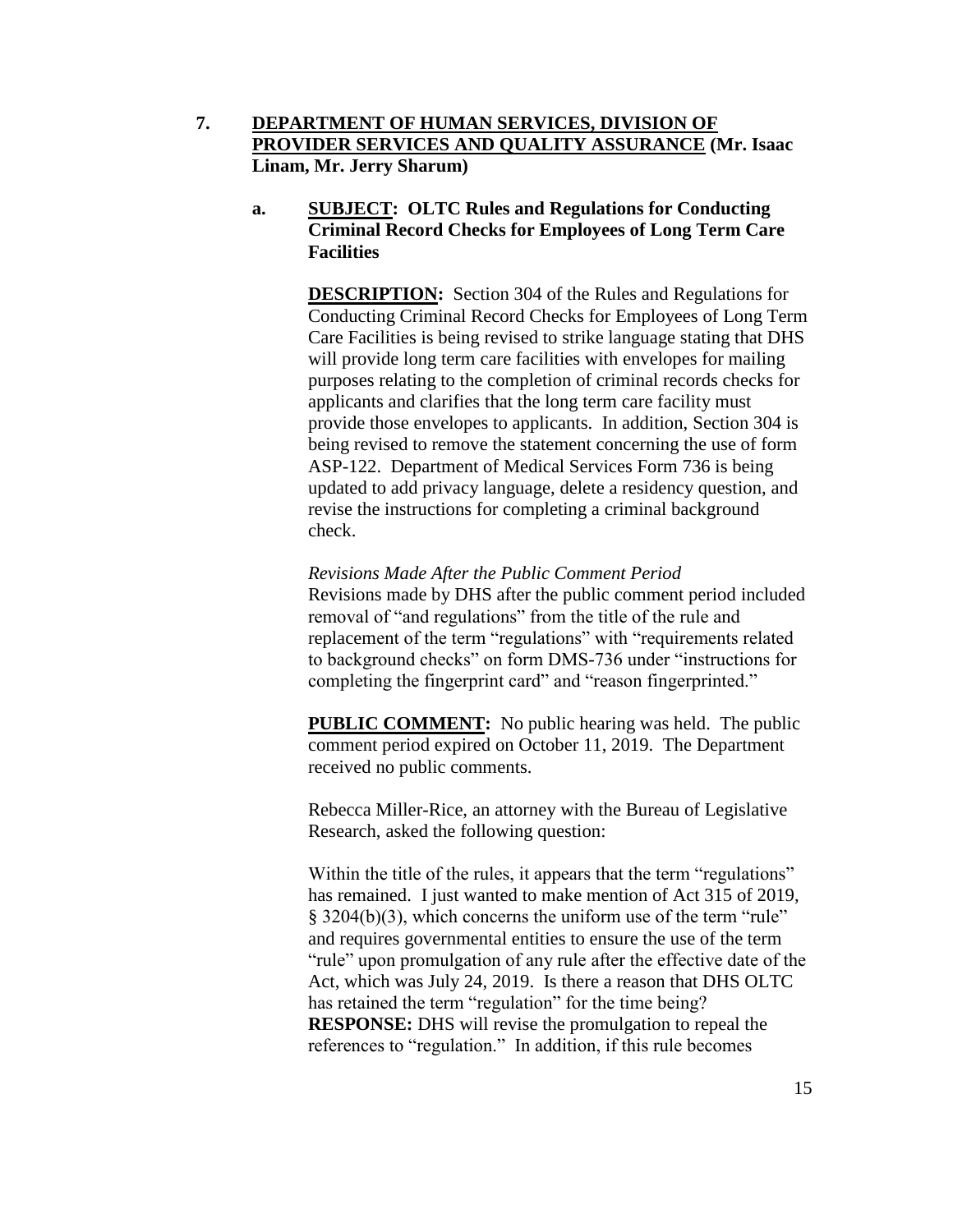**7. DEPARTMENT OF HUMAN SERVICES, DIVISION OF PROVIDER SERVICES AND QUALITY ASSURANCE (Mr. Isaac Linam, Mr. Jerry Sharum)**

**a. SUBJECT: OLTC Rules and Regulations for Conducting Criminal Record Checks for Employees of Long Term Care Facilities**

**DESCRIPTION:** Section 304 of the Rules and Regulations for Conducting Criminal Record Checks for Employees of Long Term Care Facilities is being revised to strike language stating that DHS will provide long term care facilities with envelopes for mailing purposes relating to the completion of criminal records checks for applicants and clarifies that the long term care facility must provide those envelopes to applicants. In addition, Section 304 is being revised to remove the statement concerning the use of form ASP-122. Department of Medical Services Form 736 is being updated to add privacy language, delete a residency question, and revise the instructions for completing a criminal background check.

*Revisions Made After the Public Comment Period*
Revisions made by DHS after the public comment period included removal of "and regulations" from the title of the rule and replacement of the term "regulations" with "requirements related to background checks" on form DMS-736 under "instructions for completing the fingerprint card" and "reason fingerprinted."

**PUBLIC COMMENT:** No public hearing was held. The public comment period expired on October 11, 2019. The Department received no public comments.

Rebecca Miller-Rice, an attorney with the Bureau of Legislative Research, asked the following question:

Within the title of the rules, it appears that the term "regulations" has remained. I just wanted to make mention of Act 315 of 2019, § 3204(b)(3), which concerns the uniform use of the term "rule" and requires governmental entities to ensure the use of the term "rule" upon promulgation of any rule after the effective date of the Act, which was July 24, 2019. Is there a reason that DHS OLTC has retained the term "regulation" for the time being?
**RESPONSE:** DHS will revise the promulgation to repeal the references to "regulation." In addition, if this rule becomes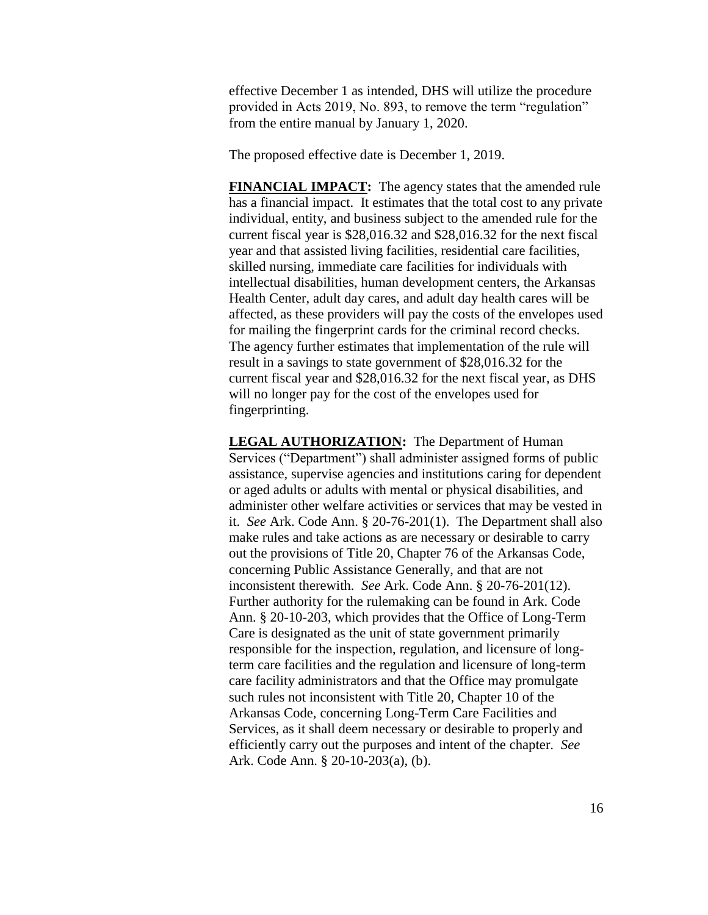effective December 1 as intended, DHS will utilize the procedure provided in Acts 2019, No. 893, to remove the term "regulation" from the entire manual by January 1, 2020.

The proposed effective date is December 1, 2019.

**FINANCIAL IMPACT:** The agency states that the amended rule has a financial impact. It estimates that the total cost to any private individual, entity, and business subject to the amended rule for the current fiscal year is $28,016.32 and $28,016.32 for the next fiscal year and that assisted living facilities, residential care facilities, skilled nursing, immediate care facilities for individuals with intellectual disabilities, human development centers, the Arkansas Health Center, adult day cares, and adult day health cares will be affected, as these providers will pay the costs of the envelopes used for mailing the fingerprint cards for the criminal record checks. The agency further estimates that implementation of the rule will result in a savings to state government of $28,016.32 for the current fiscal year and $28,016.32 for the next fiscal year, as DHS will no longer pay for the cost of the envelopes used for fingerprinting.

**LEGAL AUTHORIZATION:** The Department of Human Services ("Department") shall administer assigned forms of public assistance, supervise agencies and institutions caring for dependent or aged adults or adults with mental or physical disabilities, and administer other welfare activities or services that may be vested in it. *See* Ark. Code Ann. § 20-76-201(1). The Department shall also make rules and take actions as are necessary or desirable to carry out the provisions of Title 20, Chapter 76 of the Arkansas Code, concerning Public Assistance Generally, and that are not inconsistent therewith. *See* Ark. Code Ann. § 20-76-201(12). Further authority for the rulemaking can be found in Ark. Code Ann. § 20-10-203, which provides that the Office of Long-Term Care is designated as the unit of state government primarily responsible for the inspection, regulation, and licensure of long-term care facilities and the regulation and licensure of long-term care facility administrators and that the Office may promulgate such rules not inconsistent with Title 20, Chapter 10 of the Arkansas Code, concerning Long-Term Care Facilities and Services, as it shall deem necessary or desirable to properly and efficiently carry out the purposes and intent of the chapter. *See* Ark. Code Ann. § 20-10-203(a), (b).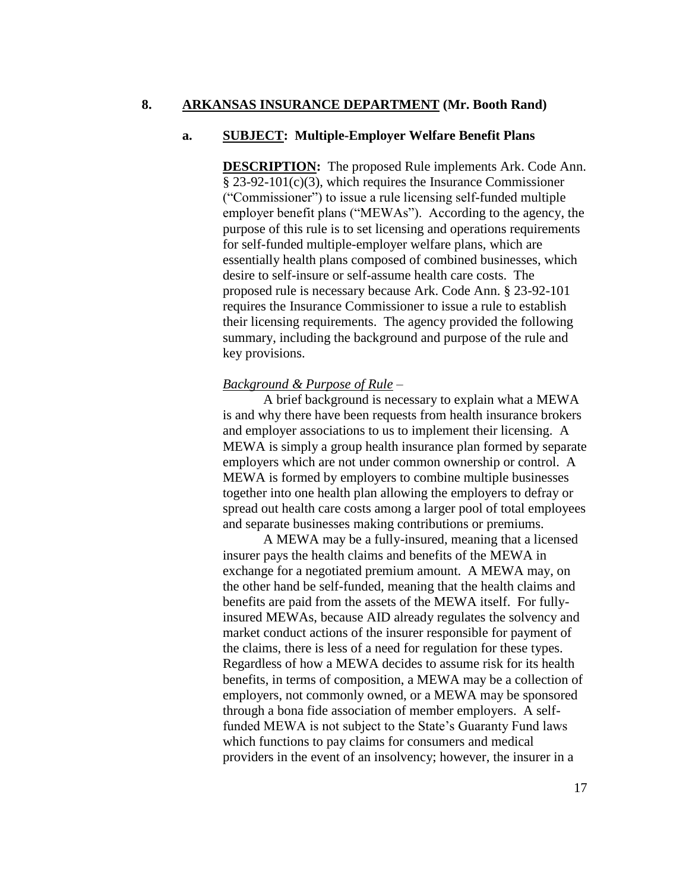**8. ARKANSAS INSURANCE DEPARTMENT (Mr. Booth Rand)**

**a. SUBJECT: Multiple-Employer Welfare Benefit Plans**

**DESCRIPTION:** The proposed Rule implements Ark. Code Ann. § 23-92-101(c)(3), which requires the Insurance Commissioner ("Commissioner") to issue a rule licensing self-funded multiple employer benefit plans ("MEWAs"). According to the agency, the purpose of this rule is to set licensing and operations requirements for self-funded multiple-employer welfare plans, which are essentially health plans composed of combined businesses, which desire to self-insure or self-assume health care costs. The proposed rule is necessary because Ark. Code Ann. § 23-92-101 requires the Insurance Commissioner to issue a rule to establish their licensing requirements. The agency provided the following summary, including the background and purpose of the rule and key provisions.

*Background & Purpose of Rule* –

A brief background is necessary to explain what a MEWA is and why there have been requests from health insurance brokers and employer associations to us to implement their licensing. A MEWA is simply a group health insurance plan formed by separate employers which are not under common ownership or control. A MEWA is formed by employers to combine multiple businesses together into one health plan allowing the employers to defray or spread out health care costs among a larger pool of total employees and separate businesses making contributions or premiums.

A MEWA may be a fully-insured, meaning that a licensed insurer pays the health claims and benefits of the MEWA in exchange for a negotiated premium amount. A MEWA may, on the other hand be self-funded, meaning that the health claims and benefits are paid from the assets of the MEWA itself. For fully-insured MEWAs, because AID already regulates the solvency and market conduct actions of the insurer responsible for payment of the claims, there is less of a need for regulation for these types. Regardless of how a MEWA decides to assume risk for its health benefits, in terms of composition, a MEWA may be a collection of employers, not commonly owned, or a MEWA may be sponsored through a bona fide association of member employers. A self-funded MEWA is not subject to the State's Guaranty Fund laws which functions to pay claims for consumers and medical providers in the event of an insolvency; however, the insurer in a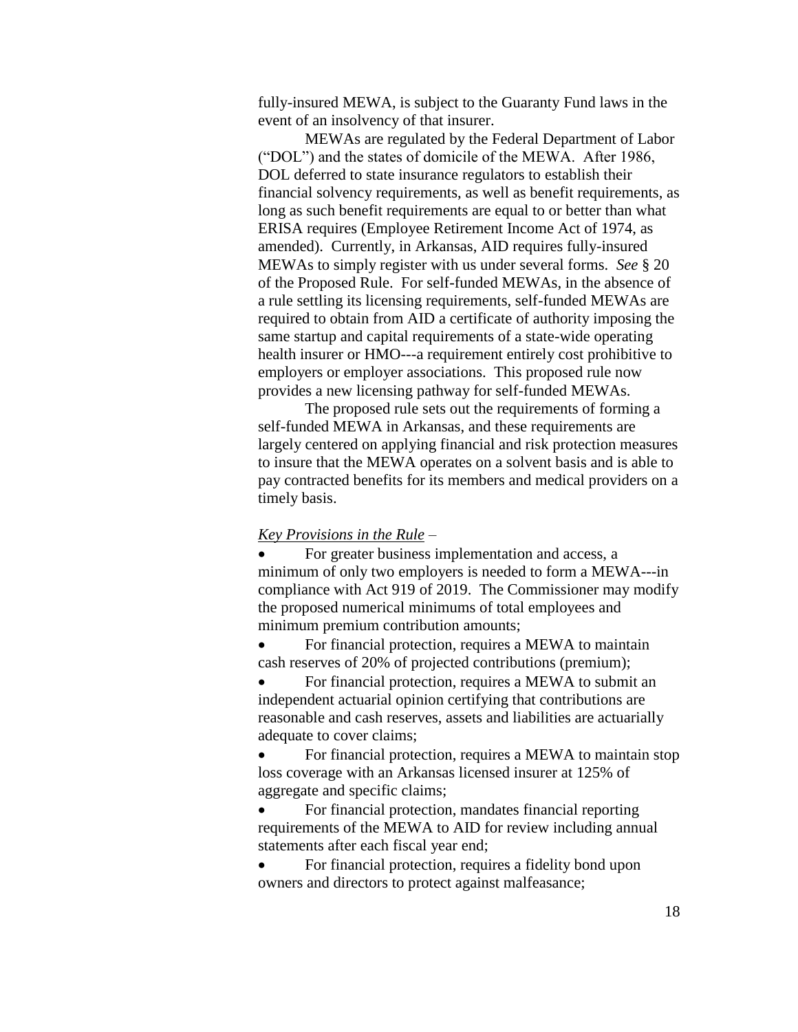fully-insured MEWA, is subject to the Guaranty Fund laws in the event of an insolvency of that insurer.

MEWAs are regulated by the Federal Department of Labor ("DOL") and the states of domicile of the MEWA. After 1986, DOL deferred to state insurance regulators to establish their financial solvency requirements, as well as benefit requirements, as long as such benefit requirements are equal to or better than what ERISA requires (Employee Retirement Income Act of 1974, as amended). Currently, in Arkansas, AID requires fully-insured MEWAs to simply register with us under several forms. *See* § 20 of the Proposed Rule. For self-funded MEWAs, in the absence of a rule settling its licensing requirements, self-funded MEWAs are required to obtain from AID a certificate of authority imposing the same startup and capital requirements of a state-wide operating health insurer or HMO---a requirement entirely cost prohibitive to employers or employer associations. This proposed rule now provides a new licensing pathway for self-funded MEWAs.

The proposed rule sets out the requirements of forming a self-funded MEWA in Arkansas, and these requirements are largely centered on applying financial and risk protection measures to insure that the MEWA operates on a solvent basis and is able to pay contracted benefits for its members and medical providers on a timely basis.

*Key Provisions in the Rule* –

- For greater business implementation and access, a minimum of only two employers is needed to form a MEWA---in compliance with Act 919 of 2019. The Commissioner may modify the proposed numerical minimums of total employees and minimum premium contribution amounts;
- For financial protection, requires a MEWA to maintain cash reserves of 20% of projected contributions (premium);
- For financial protection, requires a MEWA to submit an independent actuarial opinion certifying that contributions are reasonable and cash reserves, assets and liabilities are actuarially adequate to cover claims;
- For financial protection, requires a MEWA to maintain stop loss coverage with an Arkansas licensed insurer at 125% of aggregate and specific claims;
- For financial protection, mandates financial reporting requirements of the MEWA to AID for review including annual statements after each fiscal year end;
- For financial protection, requires a fidelity bond upon owners and directors to protect against malfeasance;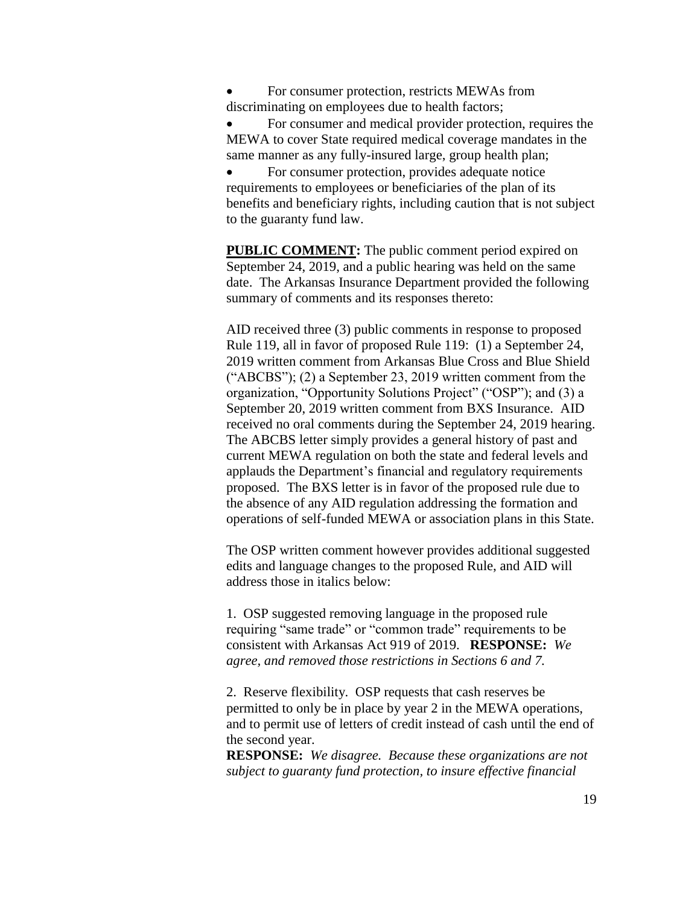- For consumer protection, restricts MEWAs from discriminating on employees due to health factors;
- For consumer and medical provider protection, requires the MEWA to cover State required medical coverage mandates in the same manner as any fully-insured large, group health plan;
- For consumer protection, provides adequate notice requirements to employees or beneficiaries of the plan of its benefits and beneficiary rights, including caution that is not subject to the guaranty fund law.

**PUBLIC COMMENT:** The public comment period expired on September 24, 2019, and a public hearing was held on the same date. The Arkansas Insurance Department provided the following summary of comments and its responses thereto:

AID received three (3) public comments in response to proposed Rule 119, all in favor of proposed Rule 119: (1) a September 24, 2019 written comment from Arkansas Blue Cross and Blue Shield ("ABCBS"); (2) a September 23, 2019 written comment from the organization, "Opportunity Solutions Project" ("OSP"); and (3) a September 20, 2019 written comment from BXS Insurance. AID received no oral comments during the September 24, 2019 hearing. The ABCBS letter simply provides a general history of past and current MEWA regulation on both the state and federal levels and applauds the Department's financial and regulatory requirements proposed. The BXS letter is in favor of the proposed rule due to the absence of any AID regulation addressing the formation and operations of self-funded MEWA or association plans in this State.

The OSP written comment however provides additional suggested edits and language changes to the proposed Rule, and AID will address those in italics below:

1. OSP suggested removing language in the proposed rule requiring "same trade" or "common trade" requirements to be consistent with Arkansas Act 919 of 2019. **RESPONSE:** *We agree, and removed those restrictions in Sections 6 and 7.*

2. Reserve flexibility. OSP requests that cash reserves be permitted to only be in place by year 2 in the MEWA operations, and to permit use of letters of credit instead of cash until the end of the second year.
**RESPONSE:** *We disagree. Because these organizations are not subject to guaranty fund protection, to insure effective financial*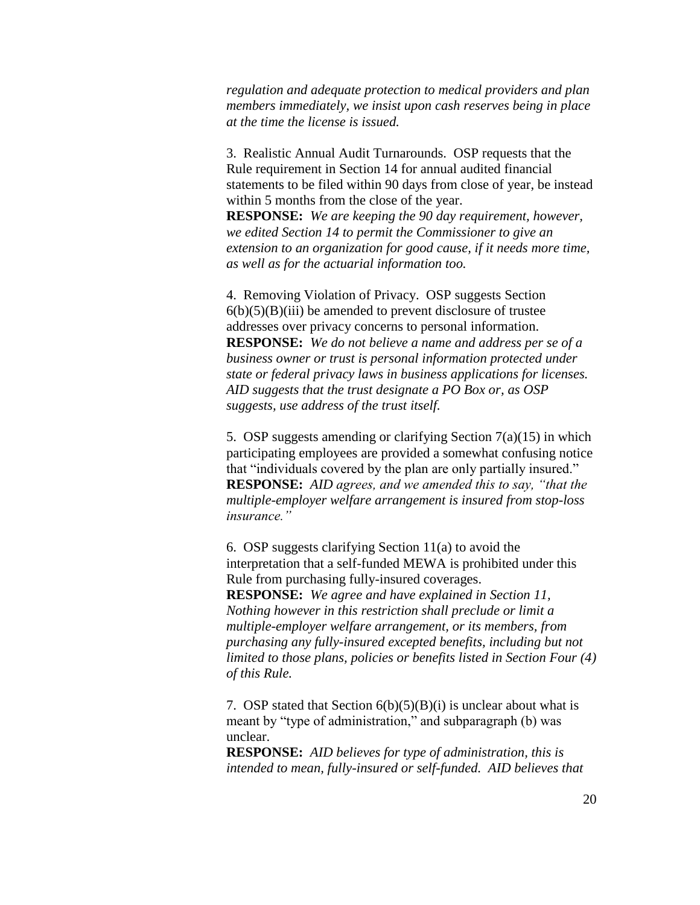*regulation and adequate protection to medical providers and plan members immediately, we insist upon cash reserves being in place at the time the license is issued.*

3. Realistic Annual Audit Turnarounds. OSP requests that the Rule requirement in Section 14 for annual audited financial statements to be filed within 90 days from close of year, be instead within 5 months from the close of the year.
**RESPONSE:** *We are keeping the 90 day requirement, however, we edited Section 14 to permit the Commissioner to give an extension to an organization for good cause, if it needs more time, as well as for the actuarial information too.*

4. Removing Violation of Privacy. OSP suggests Section 6(b)(5)(B)(iii) be amended to prevent disclosure of trustee addresses over privacy concerns to personal information.
**RESPONSE:** *We do not believe a name and address per se of a business owner or trust is personal information protected under state or federal privacy laws in business applications for licenses. AID suggests that the trust designate a PO Box or, as OSP suggests, use address of the trust itself.*

5. OSP suggests amending or clarifying Section 7(a)(15) in which participating employees are provided a somewhat confusing notice that "individuals covered by the plan are only partially insured."
**RESPONSE:** *AID agrees, and we amended this to say, "that the multiple-employer welfare arrangement is insured from stop-loss insurance."*

6. OSP suggests clarifying Section 11(a) to avoid the interpretation that a self-funded MEWA is prohibited under this Rule from purchasing fully-insured coverages.
**RESPONSE:** *We agree and have explained in Section 11, Nothing however in this restriction shall preclude or limit a multiple-employer welfare arrangement, or its members, from purchasing any fully-insured excepted benefits, including but not limited to those plans, policies or benefits listed in Section Four (4) of this Rule.*

7. OSP stated that Section 6(b)(5)(B)(i) is unclear about what is meant by "type of administration," and subparagraph (b) was unclear.
**RESPONSE:** *AID believes for type of administration, this is intended to mean, fully-insured or self-funded. AID believes that*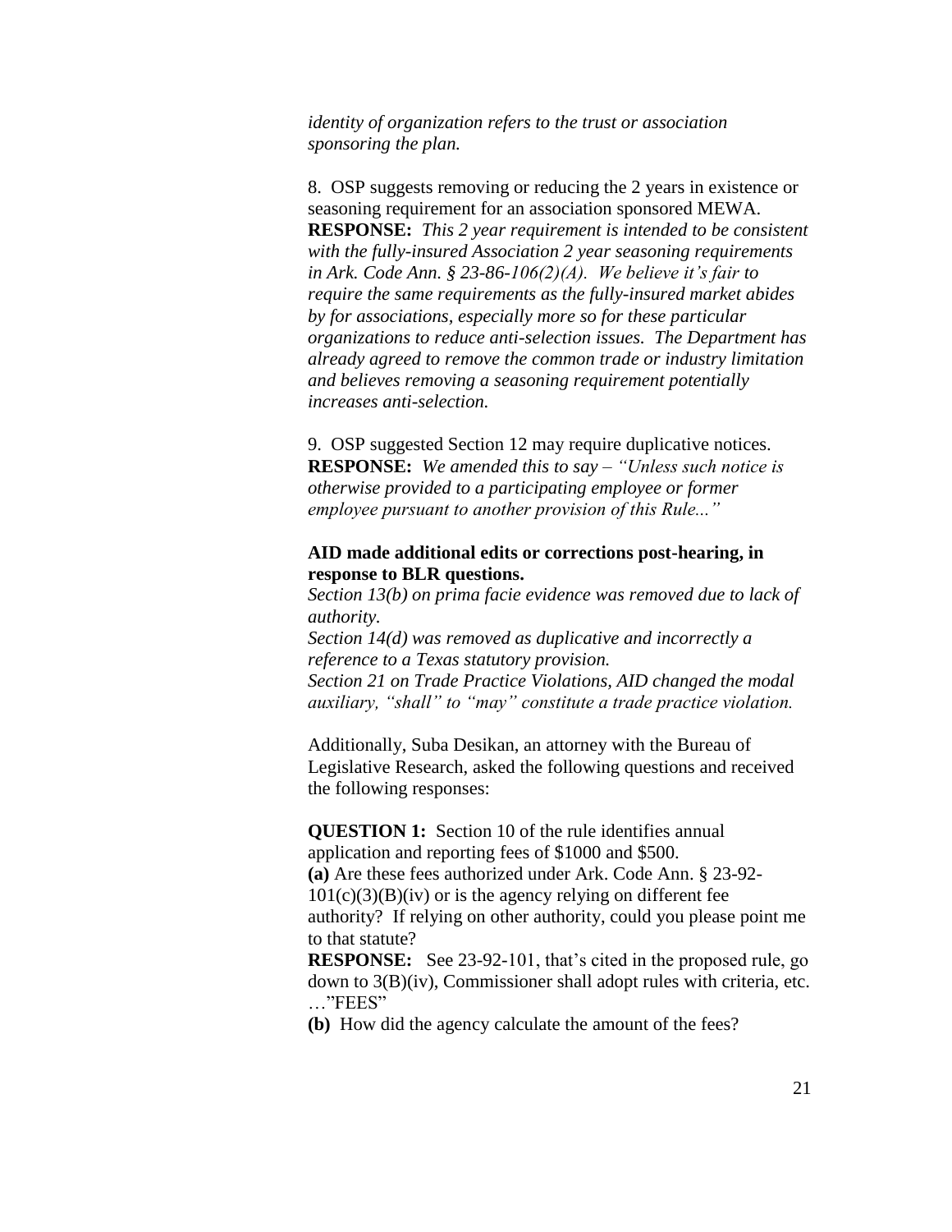*identity of organization refers to the trust or association sponsoring the plan.*

8. OSP suggests removing or reducing the 2 years in existence or seasoning requirement for an association sponsored MEWA.
**RESPONSE:** *This 2 year requirement is intended to be consistent with the fully-insured Association 2 year seasoning requirements in Ark. Code Ann. § 23-86-106(2)(A). We believe it's fair to require the same requirements as the fully-insured market abides by for associations, especially more so for these particular organizations to reduce anti-selection issues. The Department has already agreed to remove the common trade or industry limitation and believes removing a seasoning requirement potentially increases anti-selection.*

9. OSP suggested Section 12 may require duplicative notices.
**RESPONSE:** *We amended this to say – "Unless such notice is otherwise provided to a participating employee or former employee pursuant to another provision of this Rule..."*

**AID made additional edits or corrections post-hearing, in response to BLR questions.**
*Section 13(b) on prima facie evidence was removed due to lack of authority.*
*Section 14(d) was removed as duplicative and incorrectly a reference to a Texas statutory provision.*
*Section 21 on Trade Practice Violations, AID changed the modal auxiliary, "shall" to "may" constitute a trade practice violation.*

Additionally, Suba Desikan, an attorney with the Bureau of Legislative Research, asked the following questions and received the following responses:

**QUESTION 1:** Section 10 of the rule identifies annual application and reporting fees of $1000 and $500.
**(a)** Are these fees authorized under Ark. Code Ann. § 23-92-101(c)(3)(B)(iv) or is the agency relying on different fee authority? If relying on other authority, could you please point me to that statute?
**RESPONSE:** See 23-92-101, that's cited in the proposed rule, go down to 3(B)(iv), Commissioner shall adopt rules with criteria, etc. …"FEES"
**(b)** How did the agency calculate the amount of the fees?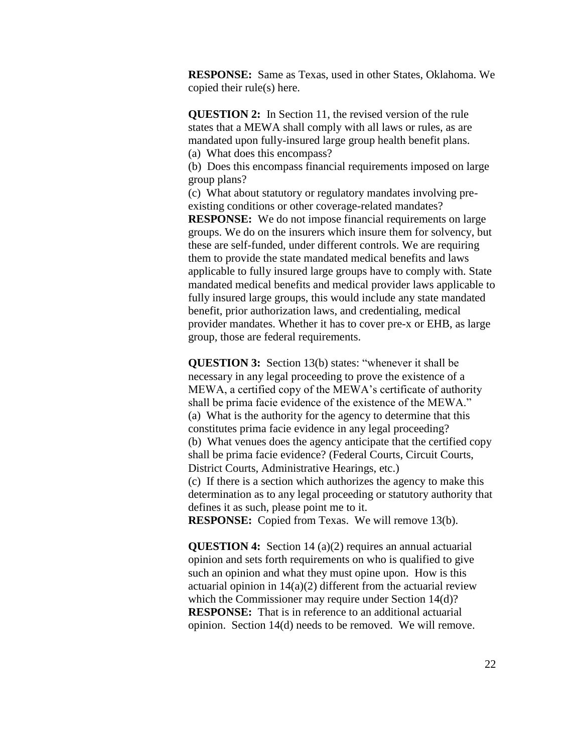**RESPONSE:** Same as Texas, used in other States, Oklahoma. We copied their rule(s) here.

**QUESTION 2:** In Section 11, the revised version of the rule states that a MEWA shall comply with all laws or rules, as are mandated upon fully-insured large group health benefit plans.

(a) What does this encompass?

(b) Does this encompass financial requirements imposed on large group plans?

(c) What about statutory or regulatory mandates involving pre-existing conditions or other coverage-related mandates?

**RESPONSE:** We do not impose financial requirements on large groups. We do on the insurers which insure them for solvency, but these are self-funded, under different controls. We are requiring them to provide the state mandated medical benefits and laws applicable to fully insured large groups have to comply with. State mandated medical benefits and medical provider laws applicable to fully insured large groups, this would include any state mandated benefit, prior authorization laws, and credentialing, medical provider mandates. Whether it has to cover pre-x or EHB, as large group, those are federal requirements.

**QUESTION 3:** Section 13(b) states: "whenever it shall be necessary in any legal proceeding to prove the existence of a MEWA, a certified copy of the MEWA's certificate of authority shall be prima facie evidence of the existence of the MEWA."

(a) What is the authority for the agency to determine that this constitutes prima facie evidence in any legal proceeding?

(b) What venues does the agency anticipate that the certified copy shall be prima facie evidence? (Federal Courts, Circuit Courts, District Courts, Administrative Hearings, etc.)

(c) If there is a section which authorizes the agency to make this determination as to any legal proceeding or statutory authority that defines it as such, please point me to it.

**RESPONSE:** Copied from Texas. We will remove 13(b).

**QUESTION 4:** Section 14 (a)(2) requires an annual actuarial opinion and sets forth requirements on who is qualified to give such an opinion and what they must opine upon. How is this actuarial opinion in 14(a)(2) different from the actuarial review which the Commissioner may require under Section 14(d)?

**RESPONSE:** That is in reference to an additional actuarial opinion. Section 14(d) needs to be removed. We will remove.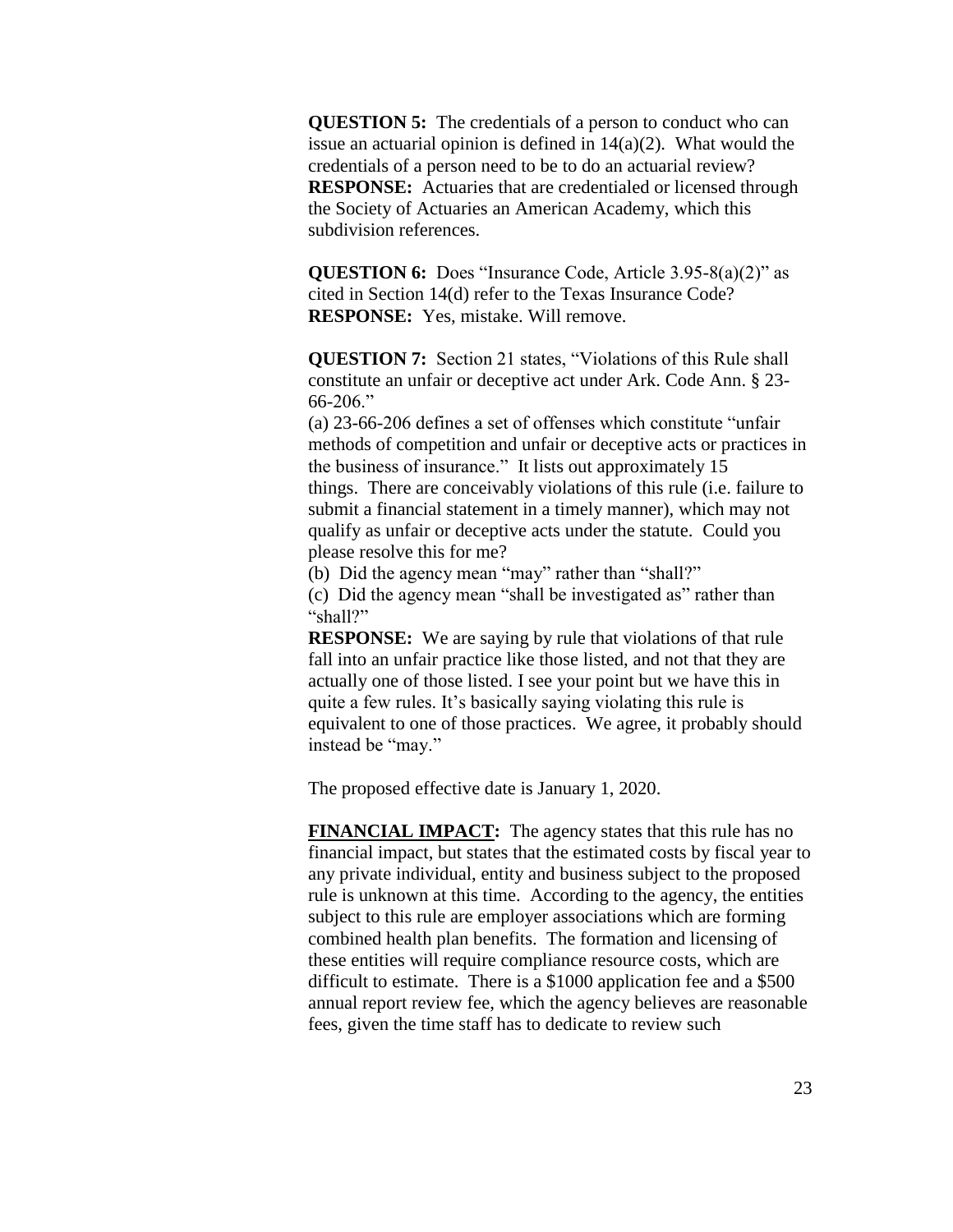**QUESTION 5:** The credentials of a person to conduct who can issue an actuarial opinion is defined in 14(a)(2). What would the credentials of a person need to be to do an actuarial review?
**RESPONSE:** Actuaries that are credentialed or licensed through the Society of Actuaries an American Academy, which this subdivision references.

**QUESTION 6:** Does "Insurance Code, Article 3.95-8(a)(2)" as cited in Section 14(d) refer to the Texas Insurance Code?
**RESPONSE:** Yes, mistake. Will remove.

**QUESTION 7:** Section 21 states, "Violations of this Rule shall constitute an unfair or deceptive act under Ark. Code Ann. § 23-66-206."
(a) 23-66-206 defines a set of offenses which constitute "unfair methods of competition and unfair or deceptive acts or practices in the business of insurance." It lists out approximately 15 things. There are conceivably violations of this rule (i.e. failure to submit a financial statement in a timely manner), which may not qualify as unfair or deceptive acts under the statute. Could you please resolve this for me?
(b) Did the agency mean "may" rather than "shall?"
(c) Did the agency mean "shall be investigated as" rather than "shall?"
**RESPONSE:** We are saying by rule that violations of that rule fall into an unfair practice like those listed, and not that they are actually one of those listed. I see your point but we have this in quite a few rules. It's basically saying violating this rule is equivalent to one of those practices. We agree, it probably should instead be "may."

The proposed effective date is January 1, 2020.

**FINANCIAL IMPACT:** The agency states that this rule has no financial impact, but states that the estimated costs by fiscal year to any private individual, entity and business subject to the proposed rule is unknown at this time. According to the agency, the entities subject to this rule are employer associations which are forming combined health plan benefits. The formation and licensing of these entities will require compliance resource costs, which are difficult to estimate. There is a $1000 application fee and a $500 annual report review fee, which the agency believes are reasonable fees, given the time staff has to dedicate to review such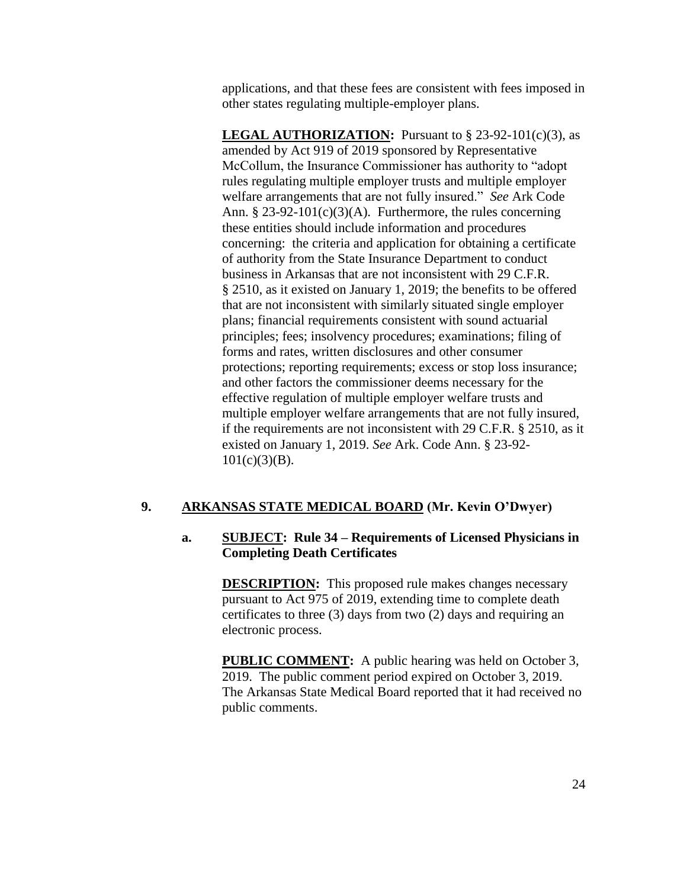applications, and that these fees are consistent with fees imposed in other states regulating multiple-employer plans.

**LEGAL AUTHORIZATION:** Pursuant to § 23-92-101(c)(3), as amended by Act 919 of 2019 sponsored by Representative McCollum, the Insurance Commissioner has authority to "adopt rules regulating multiple employer trusts and multiple employer welfare arrangements that are not fully insured." *See* Ark Code Ann. § 23-92-101(c)(3)(A). Furthermore, the rules concerning these entities should include information and procedures concerning: the criteria and application for obtaining a certificate of authority from the State Insurance Department to conduct business in Arkansas that are not inconsistent with 29 C.F.R. § 2510, as it existed on January 1, 2019; the benefits to be offered that are not inconsistent with similarly situated single employer plans; financial requirements consistent with sound actuarial principles; fees; insolvency procedures; examinations; filing of forms and rates, written disclosures and other consumer protections; reporting requirements; excess or stop loss insurance; and other factors the commissioner deems necessary for the effective regulation of multiple employer welfare trusts and multiple employer welfare arrangements that are not fully insured, if the requirements are not inconsistent with 29 C.F.R. § 2510, as it existed on January 1, 2019. *See* Ark. Code Ann. § 23-92-101(c)(3)(B).

## 9. ARKANSAS STATE MEDICAL BOARD (Mr. Kevin O'Dwyer)

### a. SUBJECT: Rule 34 – Requirements of Licensed Physicians in Completing Death Certificates

**DESCRIPTION:** This proposed rule makes changes necessary pursuant to Act 975 of 2019, extending time to complete death certificates to three (3) days from two (2) days and requiring an electronic process.

**PUBLIC COMMENT:** A public hearing was held on October 3, 2019. The public comment period expired on October 3, 2019. The Arkansas State Medical Board reported that it had received no public comments.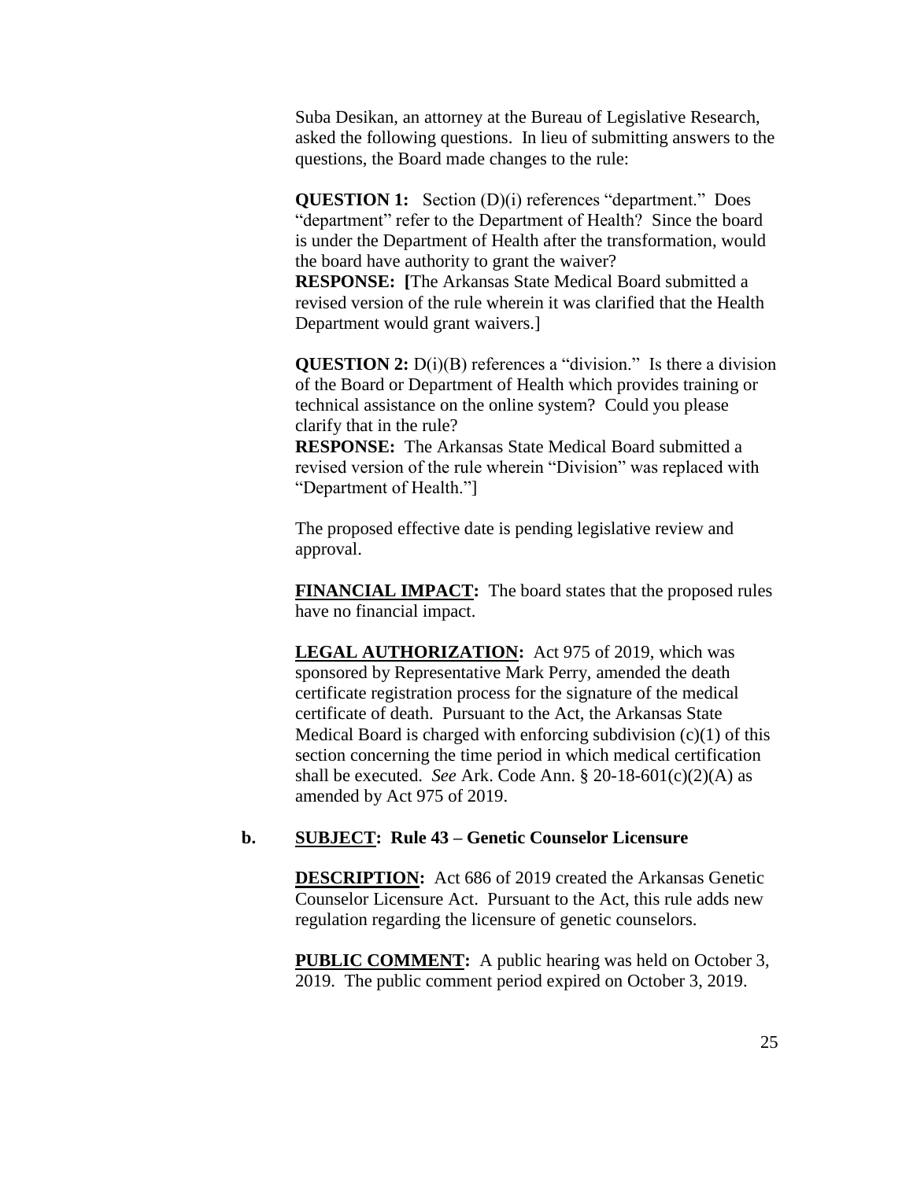Suba Desikan, an attorney at the Bureau of Legislative Research, asked the following questions. In lieu of submitting answers to the questions, the Board made changes to the rule:

**QUESTION 1:** Section (D)(i) references "department." Does "department" refer to the Department of Health? Since the board is under the Department of Health after the transformation, would the board have authority to grant the waiver?
**RESPONSE: [**The Arkansas State Medical Board submitted a revised version of the rule wherein it was clarified that the Health Department would grant waivers.]

**QUESTION 2:** D(i)(B) references a "division." Is there a division of the Board or Department of Health which provides training or technical assistance on the online system? Could you please clarify that in the rule?
**RESPONSE:** The Arkansas State Medical Board submitted a revised version of the rule wherein "Division" was replaced with "Department of Health."]

The proposed effective date is pending legislative review and approval.

**FINANCIAL IMPACT:** The board states that the proposed rules have no financial impact.

**LEGAL AUTHORIZATION:** Act 975 of 2019, which was sponsored by Representative Mark Perry, amended the death certificate registration process for the signature of the medical certificate of death. Pursuant to the Act, the Arkansas State Medical Board is charged with enforcing subdivision (c)(1) of this section concerning the time period in which medical certification shall be executed. *See* Ark. Code Ann. § 20-18-601(c)(2)(A) as amended by Act 975 of 2019.

**b. SUBJECT: Rule 43 – Genetic Counselor Licensure**

**DESCRIPTION:** Act 686 of 2019 created the Arkansas Genetic Counselor Licensure Act. Pursuant to the Act, this rule adds new regulation regarding the licensure of genetic counselors.

**PUBLIC COMMENT:** A public hearing was held on October 3, 2019. The public comment period expired on October 3, 2019.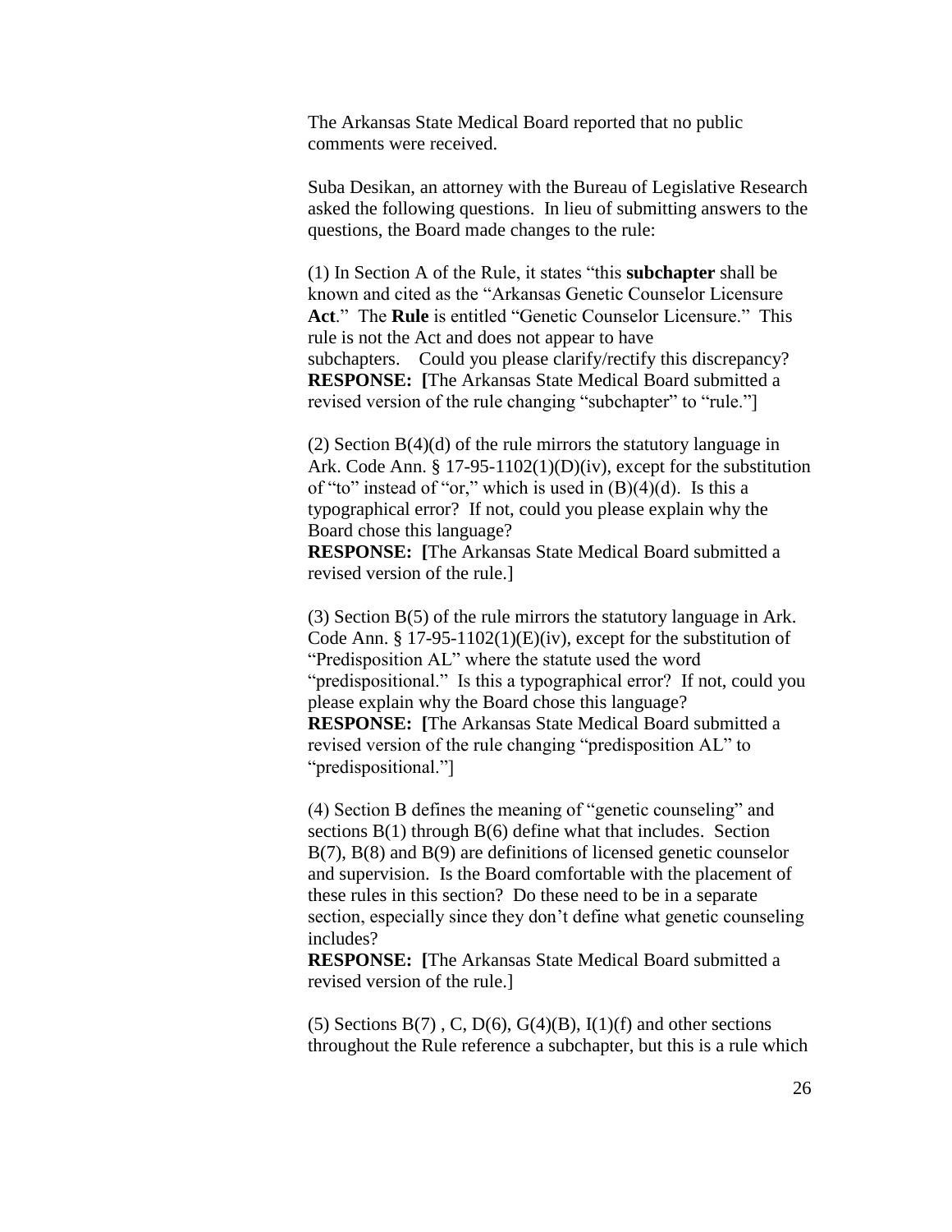The Arkansas State Medical Board reported that no public comments were received.

Suba Desikan, an attorney with the Bureau of Legislative Research asked the following questions. In lieu of submitting answers to the questions, the Board made changes to the rule:

(1) In Section A of the Rule, it states "this **subchapter** shall be known and cited as the "Arkansas Genetic Counselor Licensure **Act**." The **Rule** is entitled "Genetic Counselor Licensure." This rule is not the Act and does not appear to have subchapters. Could you please clarify/rectify this discrepancy?
**RESPONSE: [**The Arkansas State Medical Board submitted a revised version of the rule changing "subchapter" to "rule."]

(2) Section B(4)(d) of the rule mirrors the statutory language in Ark. Code Ann. § 17-95-1102(1)(D)(iv), except for the substitution of "to" instead of "or," which is used in (B)(4)(d). Is this a typographical error? If not, could you please explain why the Board chose this language?
**RESPONSE: [**The Arkansas State Medical Board submitted a revised version of the rule.]

(3) Section B(5) of the rule mirrors the statutory language in Ark. Code Ann. § 17-95-1102(1)(E)(iv), except for the substitution of "Predisposition AL" where the statute used the word "predispositional." Is this a typographical error? If not, could you please explain why the Board chose this language?
**RESPONSE: [**The Arkansas State Medical Board submitted a revised version of the rule changing "predisposition AL" to "predispositional."]

(4) Section B defines the meaning of "genetic counseling" and sections B(1) through B(6) define what that includes. Section B(7), B(8) and B(9) are definitions of licensed genetic counselor and supervision. Is the Board comfortable with the placement of these rules in this section? Do these need to be in a separate section, especially since they don't define what genetic counseling includes?
**RESPONSE: [**The Arkansas State Medical Board submitted a revised version of the rule.]

(5) Sections B(7) , C, D(6), G(4)(B), I(1)(f) and other sections throughout the Rule reference a subchapter, but this is a rule which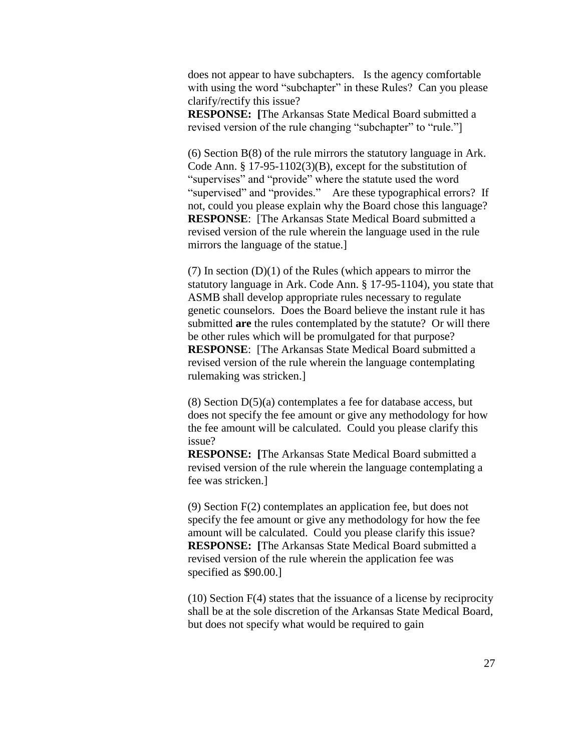does not appear to have subchapters. Is the agency comfortable with using the word "subchapter" in these Rules? Can you please clarify/rectify this issue?
**RESPONSE: [**The Arkansas State Medical Board submitted a revised version of the rule changing "subchapter" to "rule."]

(6) Section B(8) of the rule mirrors the statutory language in Ark. Code Ann. § 17-95-1102(3)(B), except for the substitution of "supervises" and "provide" where the statute used the word "supervised" and "provides." Are these typographical errors? If not, could you please explain why the Board chose this language?
**RESPONSE**: [The Arkansas State Medical Board submitted a revised version of the rule wherein the language used in the rule mirrors the language of the statue.]

(7) In section (D)(1) of the Rules (which appears to mirror the statutory language in Ark. Code Ann. § 17-95-1104), you state that ASMB shall develop appropriate rules necessary to regulate genetic counselors. Does the Board believe the instant rule it has submitted **are** the rules contemplated by the statute? Or will there be other rules which will be promulgated for that purpose?
**RESPONSE**: [The Arkansas State Medical Board submitted a revised version of the rule wherein the language contemplating rulemaking was stricken.]

(8) Section D(5)(a) contemplates a fee for database access, but does not specify the fee amount or give any methodology for how the fee amount will be calculated. Could you please clarify this issue?
**RESPONSE: [**The Arkansas State Medical Board submitted a revised version of the rule wherein the language contemplating a fee was stricken.]

(9) Section F(2) contemplates an application fee, but does not specify the fee amount or give any methodology for how the fee amount will be calculated. Could you please clarify this issue?
**RESPONSE: [**The Arkansas State Medical Board submitted a revised version of the rule wherein the application fee was specified as $90.00.]

(10) Section F(4) states that the issuance of a license by reciprocity shall be at the sole discretion of the Arkansas State Medical Board, but does not specify what would be required to gain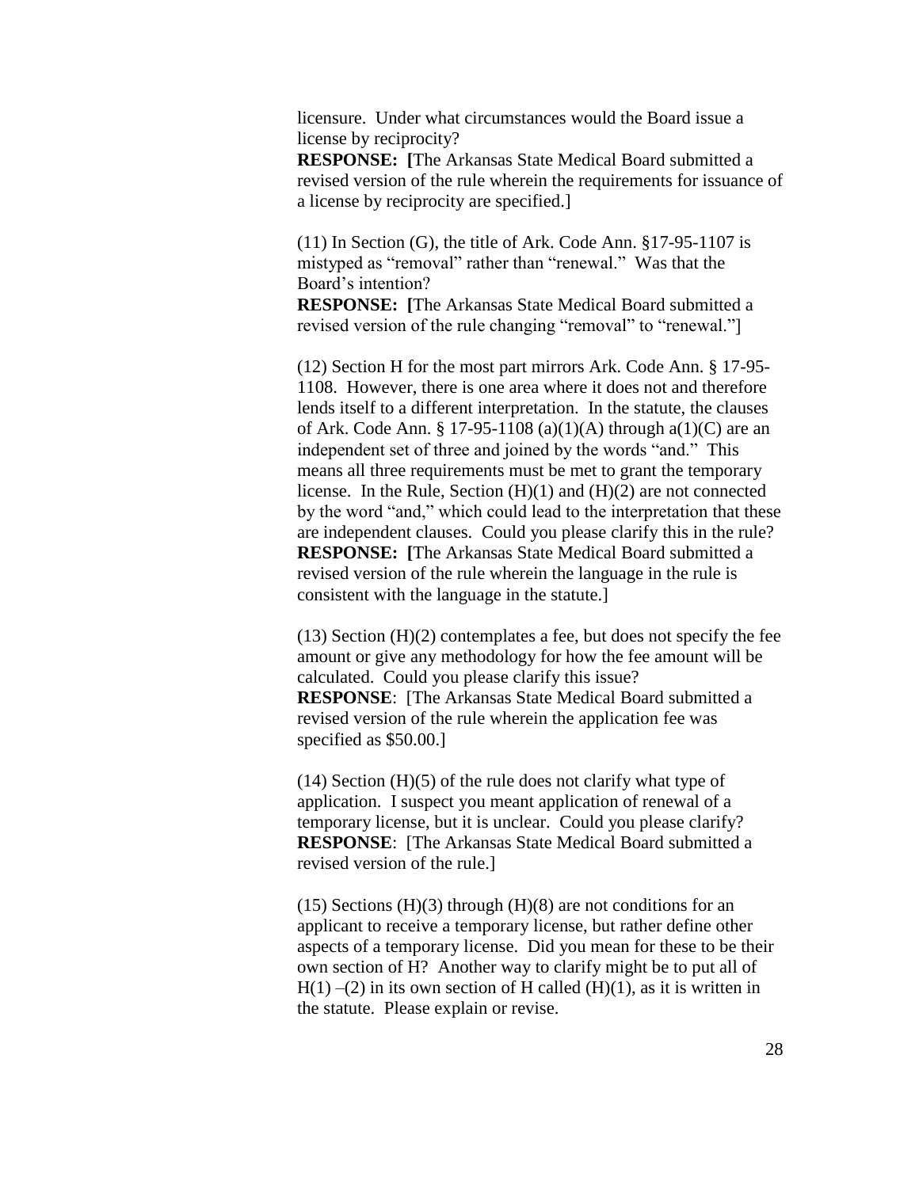licensure. Under what circumstances would the Board issue a license by reciprocity?

**RESPONSE: [**The Arkansas State Medical Board submitted a revised version of the rule wherein the requirements for issuance of a license by reciprocity are specified.]

(11) In Section (G), the title of Ark. Code Ann. §17-95-1107 is mistyped as "removal" rather than "renewal." Was that the Board's intention?

**RESPONSE: [**The Arkansas State Medical Board submitted a revised version of the rule changing "removal" to "renewal."]

(12) Section H for the most part mirrors Ark. Code Ann. § 17-95-1108. However, there is one area where it does not and therefore lends itself to a different interpretation. In the statute, the clauses of Ark. Code Ann. § 17-95-1108 (a)(1)(A) through a(1)(C) are an independent set of three and joined by the words "and." This means all three requirements must be met to grant the temporary license. In the Rule, Section (H)(1) and (H)(2) are not connected by the word "and," which could lead to the interpretation that these are independent clauses. Could you please clarify this in the rule?

**RESPONSE: [**The Arkansas State Medical Board submitted a revised version of the rule wherein the language in the rule is consistent with the language in the statute.]

(13) Section (H)(2) contemplates a fee, but does not specify the fee amount or give any methodology for how the fee amount will be calculated. Could you please clarify this issue?

**RESPONSE**: [The Arkansas State Medical Board submitted a revised version of the rule wherein the application fee was specified as $50.00.]

(14) Section (H)(5) of the rule does not clarify what type of application. I suspect you meant application of renewal of a temporary license, but it is unclear. Could you please clarify?

**RESPONSE**: [The Arkansas State Medical Board submitted a revised version of the rule.]

(15) Sections (H)(3) through (H)(8) are not conditions for an applicant to receive a temporary license, but rather define other aspects of a temporary license. Did you mean for these to be their own section of H? Another way to clarify might be to put all of H(1) –(2) in its own section of H called (H)(1), as it is written in the statute. Please explain or revise.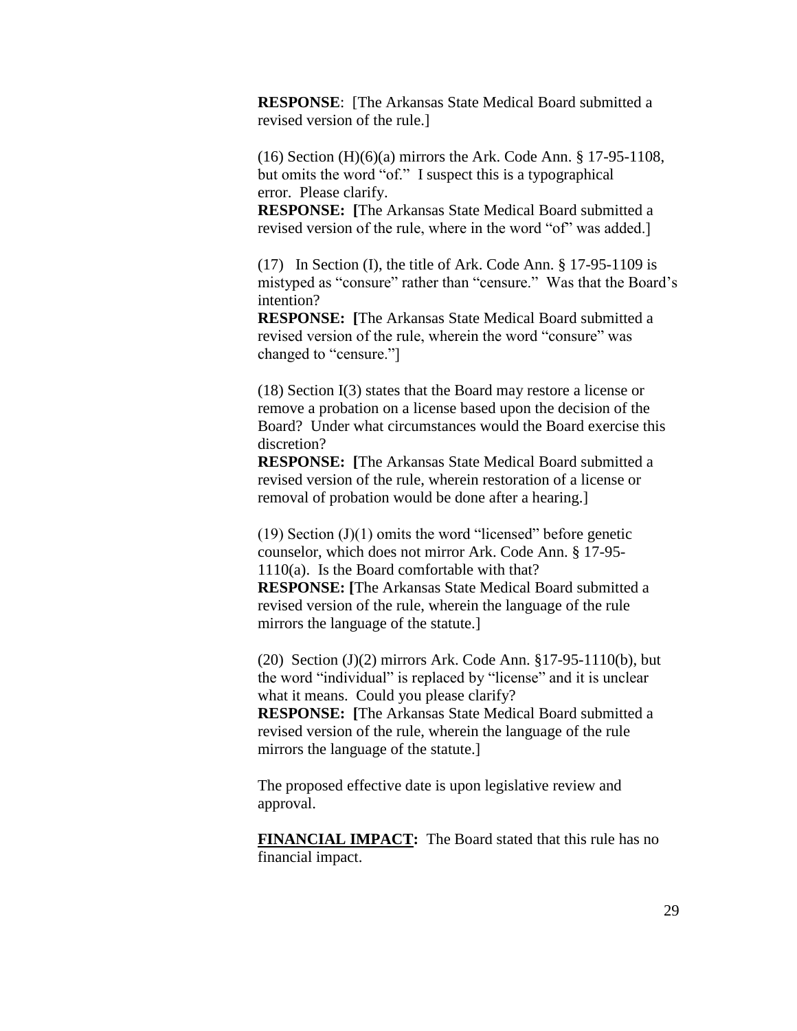**RESPONSE**: [The Arkansas State Medical Board submitted a revised version of the rule.]

(16) Section (H)(6)(a) mirrors the Ark. Code Ann. § 17-95-1108, but omits the word "of." I suspect this is a typographical error. Please clarify.
**RESPONSE: [**The Arkansas State Medical Board submitted a revised version of the rule, where in the word "of" was added.]

(17) In Section (I), the title of Ark. Code Ann. § 17-95-1109 is mistyped as "consure" rather than "censure." Was that the Board's intention?
**RESPONSE: [**The Arkansas State Medical Board submitted a revised version of the rule, wherein the word "consure" was changed to "censure."]

(18) Section I(3) states that the Board may restore a license or remove a probation on a license based upon the decision of the Board? Under what circumstances would the Board exercise this discretion?
**RESPONSE: [**The Arkansas State Medical Board submitted a revised version of the rule, wherein restoration of a license or removal of probation would be done after a hearing.]

(19) Section (J)(1) omits the word "licensed" before genetic counselor, which does not mirror Ark. Code Ann. § 17-95-1110(a). Is the Board comfortable with that?
**RESPONSE: [**The Arkansas State Medical Board submitted a revised version of the rule, wherein the language of the rule mirrors the language of the statute.]

(20) Section (J)(2) mirrors Ark. Code Ann. §17-95-1110(b), but the word "individual" is replaced by "license" and it is unclear what it means. Could you please clarify?
**RESPONSE: [**The Arkansas State Medical Board submitted a revised version of the rule, wherein the language of the rule mirrors the language of the statute.]

The proposed effective date is upon legislative review and approval.

**FINANCIAL IMPACT:** The Board stated that this rule has no financial impact.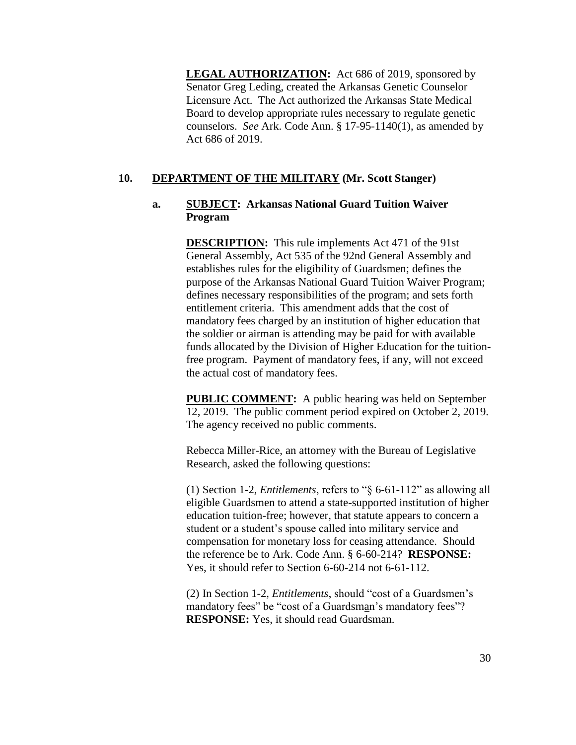**<u>LEGAL AUTHORIZATION</u>:** Act 686 of 2019, sponsored by Senator Greg Leding, created the Arkansas Genetic Counselor Licensure Act. The Act authorized the Arkansas State Medical Board to develop appropriate rules necessary to regulate genetic counselors. *See* Ark. Code Ann. § 17-95-1140(1), as amended by Act 686 of 2019.

## 10. <u>DEPARTMENT OF THE MILITARY</u> (Mr. Scott Stanger)

### a. <u>SUBJECT</u>: Arkansas National Guard Tuition Waiver Program

**<u>DESCRIPTION</u>:** This rule implements Act 471 of the 91st General Assembly, Act 535 of the 92nd General Assembly and establishes rules for the eligibility of Guardsmen; defines the purpose of the Arkansas National Guard Tuition Waiver Program; defines necessary responsibilities of the program; and sets forth entitlement criteria. This amendment adds that the cost of mandatory fees charged by an institution of higher education that the soldier or airman is attending may be paid for with available funds allocated by the Division of Higher Education for the tuition-free program. Payment of mandatory fees, if any, will not exceed the actual cost of mandatory fees.

**<u>PUBLIC COMMENT</u>:** A public hearing was held on September 12, 2019. The public comment period expired on October 2, 2019. The agency received no public comments.

Rebecca Miller-Rice, an attorney with the Bureau of Legislative Research, asked the following questions:

(1) Section 1-2, *Entitlements*, refers to "§ 6-61-112" as allowing all eligible Guardsmen to attend a state-supported institution of higher education tuition-free; however, that statute appears to concern a student or a student's spouse called into military service and compensation for monetary loss for ceasing attendance. Should the reference be to Ark. Code Ann. § 6-60-214? **RESPONSE:** Yes, it should refer to Section 6-60-214 not 6-61-112.

(2) In Section 1-2, *Entitlements*, should "cost of a Guardsmen's mandatory fees" be "cost of a Guardsm<u>a</u>n's mandatory fees"? **RESPONSE:** Yes, it should read Guardsman.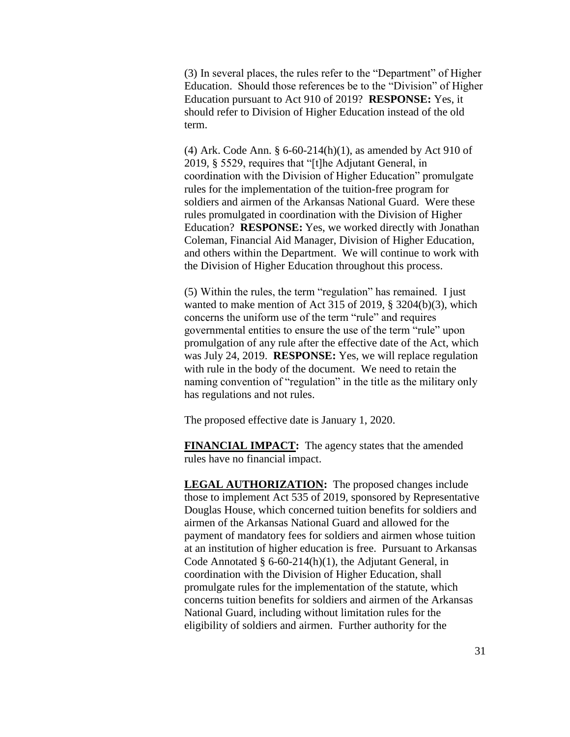(3) In several places, the rules refer to the "Department" of Higher Education. Should those references be to the "Division" of Higher Education pursuant to Act 910 of 2019? **RESPONSE:** Yes, it should refer to Division of Higher Education instead of the old term.

(4) Ark. Code Ann. § 6-60-214(h)(1), as amended by Act 910 of 2019, § 5529, requires that "[t]he Adjutant General, in coordination with the Division of Higher Education" promulgate rules for the implementation of the tuition-free program for soldiers and airmen of the Arkansas National Guard. Were these rules promulgated in coordination with the Division of Higher Education? **RESPONSE:** Yes, we worked directly with Jonathan Coleman, Financial Aid Manager, Division of Higher Education, and others within the Department. We will continue to work with the Division of Higher Education throughout this process.

(5) Within the rules, the term "regulation" has remained. I just wanted to make mention of Act 315 of 2019, § 3204(b)(3), which concerns the uniform use of the term "rule" and requires governmental entities to ensure the use of the term "rule" upon promulgation of any rule after the effective date of the Act, which was July 24, 2019. **RESPONSE:** Yes, we will replace regulation with rule in the body of the document. We need to retain the naming convention of "regulation" in the title as the military only has regulations and not rules.

The proposed effective date is January 1, 2020.

**FINANCIAL IMPACT:** The agency states that the amended rules have no financial impact.

**LEGAL AUTHORIZATION:** The proposed changes include those to implement Act 535 of 2019, sponsored by Representative Douglas House, which concerned tuition benefits for soldiers and airmen of the Arkansas National Guard and allowed for the payment of mandatory fees for soldiers and airmen whose tuition at an institution of higher education is free. Pursuant to Arkansas Code Annotated § 6-60-214(h)(1), the Adjutant General, in coordination with the Division of Higher Education, shall promulgate rules for the implementation of the statute, which concerns tuition benefits for soldiers and airmen of the Arkansas National Guard, including without limitation rules for the eligibility of soldiers and airmen. Further authority for the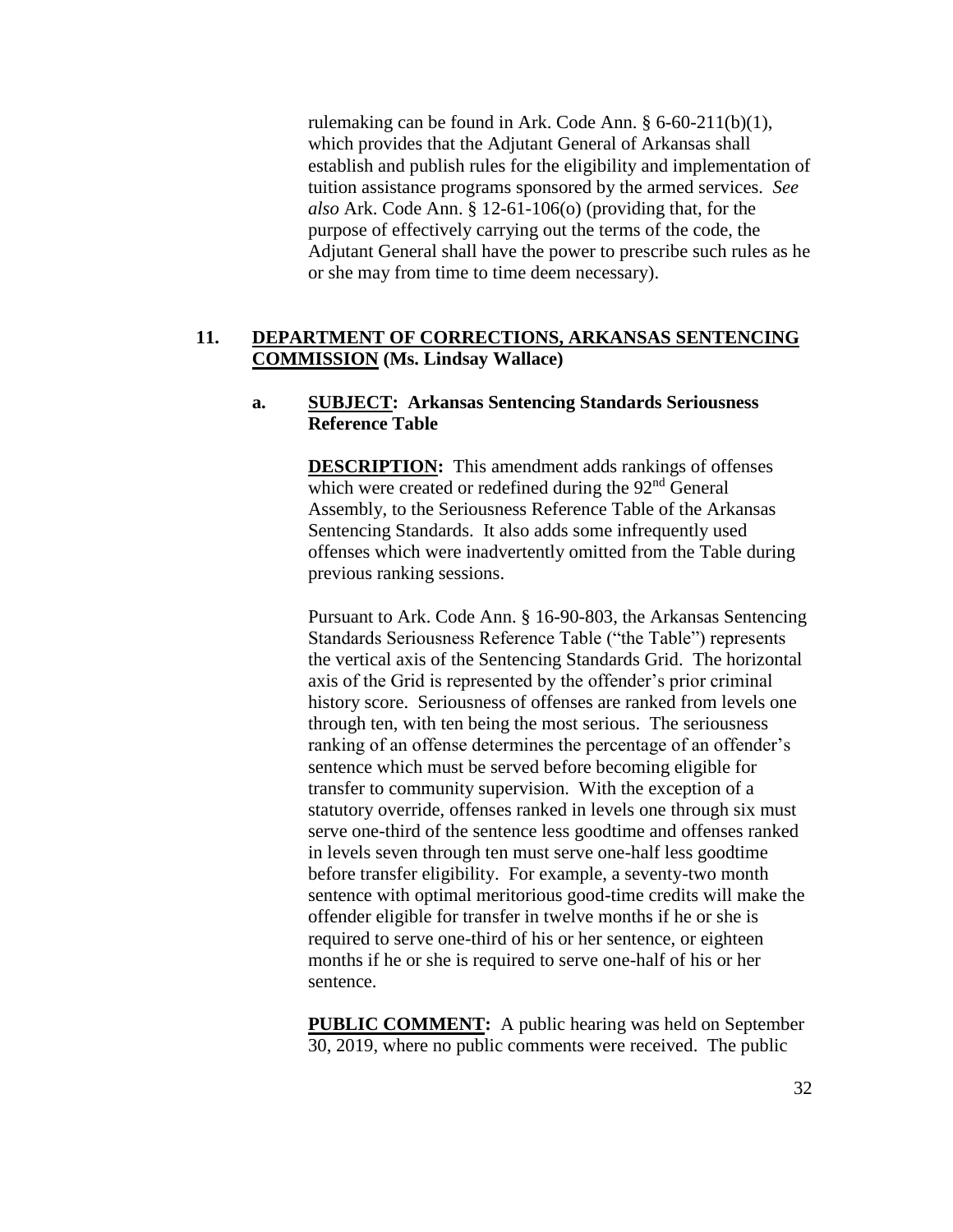rulemaking can be found in Ark. Code Ann. § 6-60-211(b)(1), which provides that the Adjutant General of Arkansas shall establish and publish rules for the eligibility and implementation of tuition assistance programs sponsored by the armed services. *See also* Ark. Code Ann. § 12-61-106(o) (providing that, for the purpose of effectively carrying out the terms of the code, the Adjutant General shall have the power to prescribe such rules as he or she may from time to time deem necessary).

**11. <u>DEPARTMENT OF CORRECTIONS, ARKANSAS SENTENCING COMMISSION</u> (Ms. Lindsay Wallace)**

**a. <u>SUBJECT</u>: Arkansas Sentencing Standards Seriousness Reference Table**

**<u>DESCRIPTION</u>:** This amendment adds rankings of offenses which were created or redefined during the 92nd General Assembly, to the Seriousness Reference Table of the Arkansas Sentencing Standards. It also adds some infrequently used offenses which were inadvertently omitted from the Table during previous ranking sessions.

Pursuant to Ark. Code Ann. § 16-90-803, the Arkansas Sentencing Standards Seriousness Reference Table ("the Table") represents the vertical axis of the Sentencing Standards Grid. The horizontal axis of the Grid is represented by the offender's prior criminal history score. Seriousness of offenses are ranked from levels one through ten, with ten being the most serious. The seriousness ranking of an offense determines the percentage of an offender's sentence which must be served before becoming eligible for transfer to community supervision. With the exception of a statutory override, offenses ranked in levels one through six must serve one-third of the sentence less goodtime and offenses ranked in levels seven through ten must serve one-half less goodtime before transfer eligibility. For example, a seventy-two month sentence with optimal meritorious good-time credits will make the offender eligible for transfer in twelve months if he or she is required to serve one-third of his or her sentence, or eighteen months if he or she is required to serve one-half of his or her sentence.

**<u>PUBLIC COMMENT</u>:** A public hearing was held on September 30, 2019, where no public comments were received. The public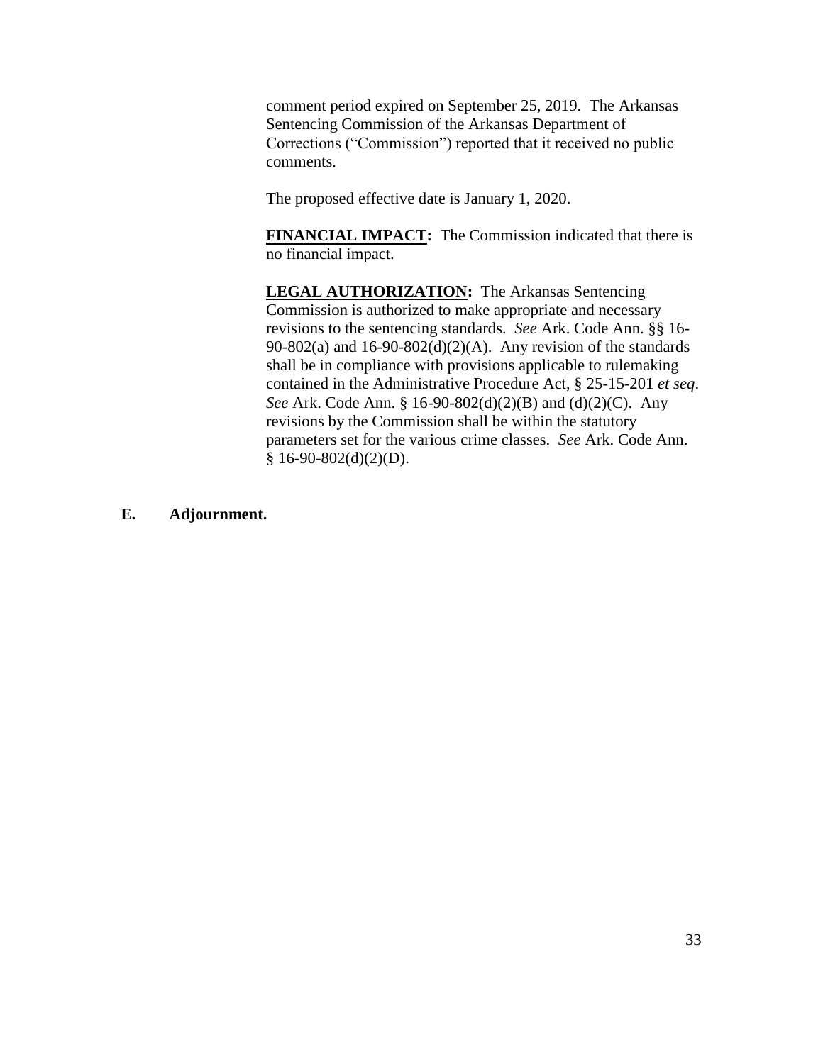comment period expired on September 25, 2019. The Arkansas Sentencing Commission of the Arkansas Department of Corrections ("Commission") reported that it received no public comments.

The proposed effective date is January 1, 2020.

**FINANCIAL IMPACT:** The Commission indicated that there is no financial impact.

**LEGAL AUTHORIZATION:** The Arkansas Sentencing Commission is authorized to make appropriate and necessary revisions to the sentencing standards. *See* Ark. Code Ann. §§ 16-90-802(a) and 16-90-802(d)(2)(A). Any revision of the standards shall be in compliance with provisions applicable to rulemaking contained in the Administrative Procedure Act, § 25-15-201 *et seq*. *See* Ark. Code Ann. § 16-90-802(d)(2)(B) and (d)(2)(C). Any revisions by the Commission shall be within the statutory parameters set for the various crime classes. *See* Ark. Code Ann. § 16-90-802(d)(2)(D).

**E. Adjournment.**